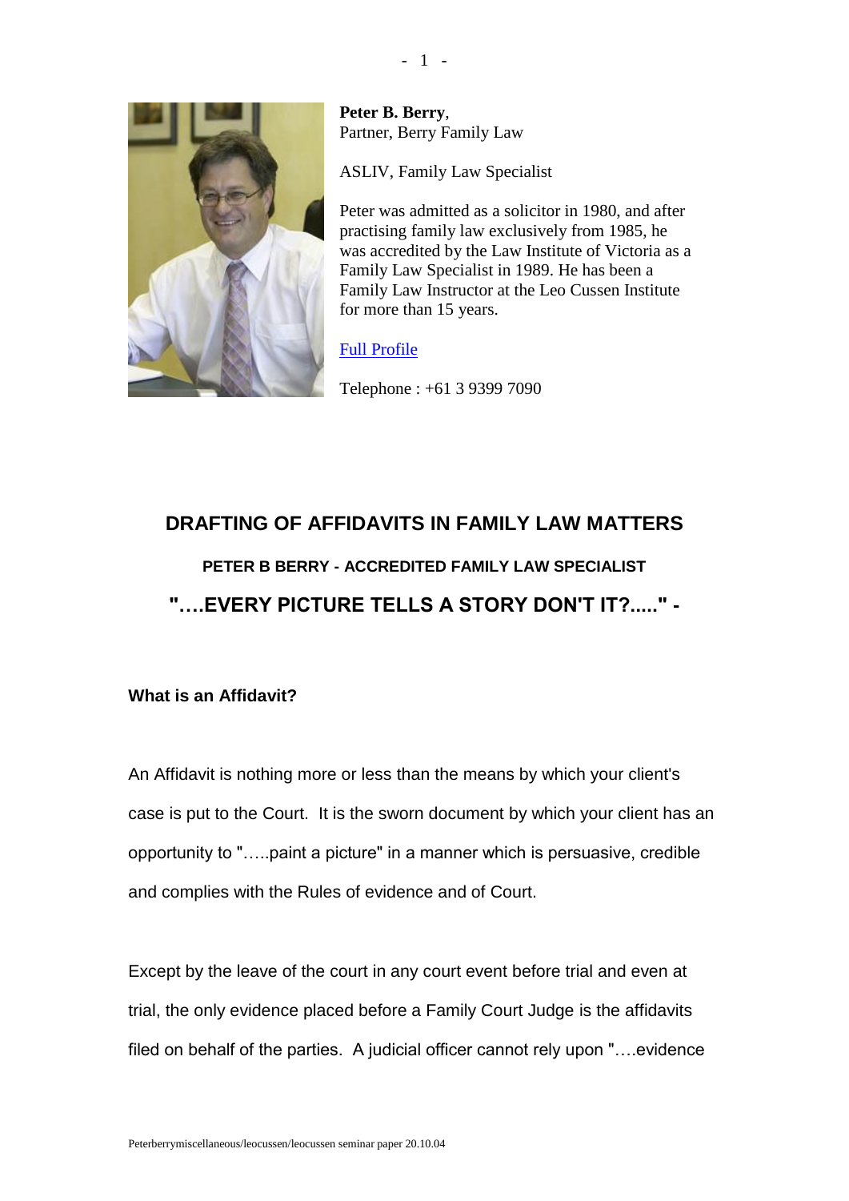**Peter B. Berry**,
Partner, Berry Family Law

ASLIV, Family Law Specialist

Peter was admitted as a solicitor in 1980, and after practising family law exclusively from 1985, he was accredited by the Law Institute of Victoria as a Family Law Specialist in 1989. He has been a Family Law Instructor at the Leo Cussen Institute for more than 15 years.

[Full Profile]

Telephone : +61 3 9399 7090

# DRAFTING OF AFFIDAVITS IN FAMILY LAW MATTERS

### PETER B BERRY - ACCREDITED FAMILY LAW SPECIALIST

## "….EVERY PICTURE TELLS A STORY DON'T IT?....." -

### What is an Affidavit?

An Affidavit is nothing more or less than the means by which your client's case is put to the Court. It is the sworn document by which your client has an opportunity to "…..paint a picture" in a manner which is persuasive, credible and complies with the Rules of evidence and of Court.

Except by the leave of the court in any court event before trial and even at trial, the only evidence placed before a Family Court Judge is the affidavits filed on behalf of the parties. A judicial officer cannot rely upon "….evidence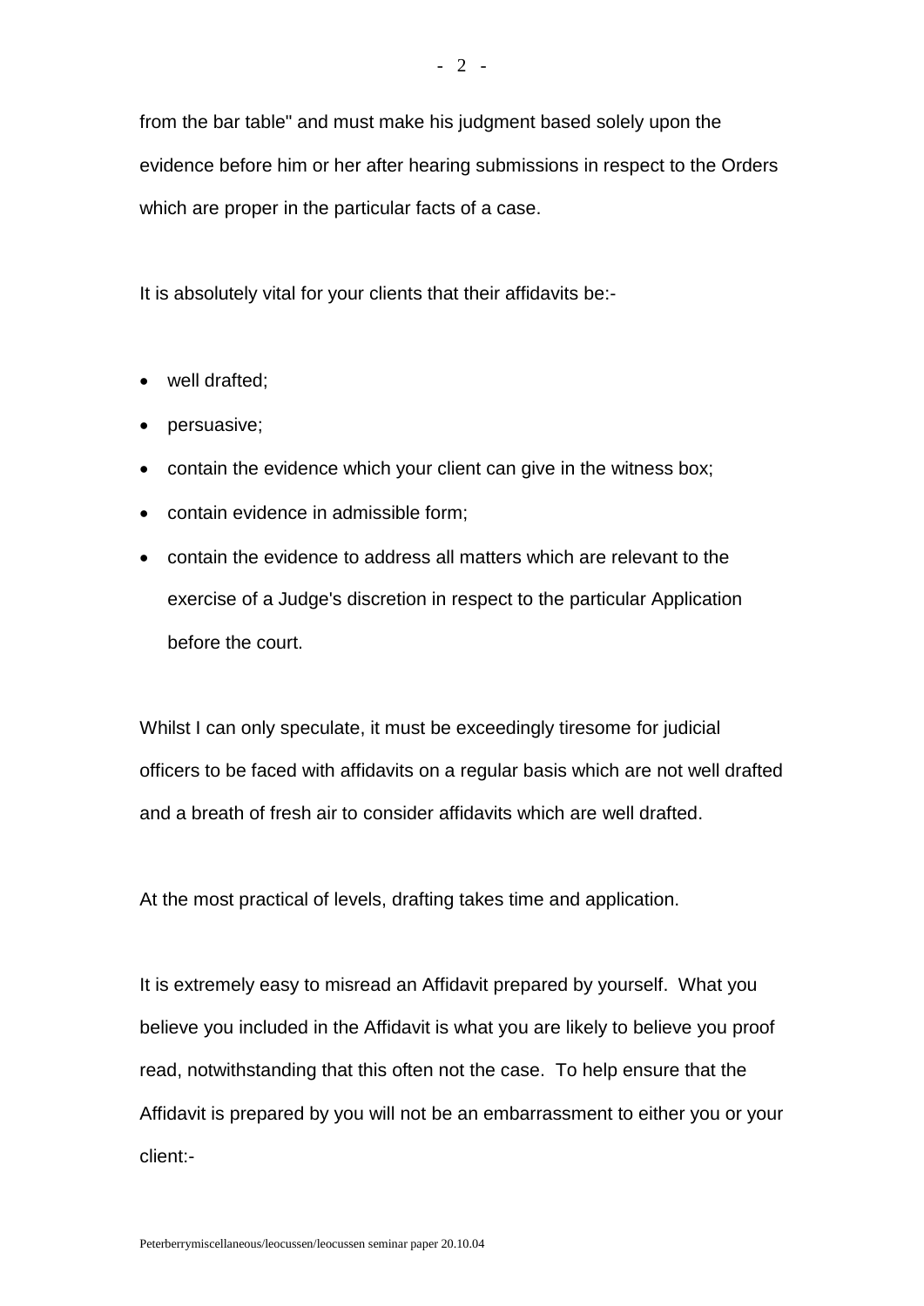from the bar table" and must make his judgment based solely upon the evidence before him or her after hearing submissions in respect to the Orders which are proper in the particular facts of a case.

It is absolutely vital for your clients that their affidavits be:-

- well drafted;
- persuasive;
- contain the evidence which your client can give in the witness box;
- contain evidence in admissible form;
- contain the evidence to address all matters which are relevant to the exercise of a Judge's discretion in respect to the particular Application before the court.

Whilst I can only speculate, it must be exceedingly tiresome for judicial officers to be faced with affidavits on a regular basis which are not well drafted and a breath of fresh air to consider affidavits which are well drafted.

At the most practical of levels, drafting takes time and application.

It is extremely easy to misread an Affidavit prepared by yourself. What you believe you included in the Affidavit is what you are likely to believe you proof read, notwithstanding that this often not the case. To help ensure that the Affidavit is prepared by you will not be an embarrassment to either you or your client:-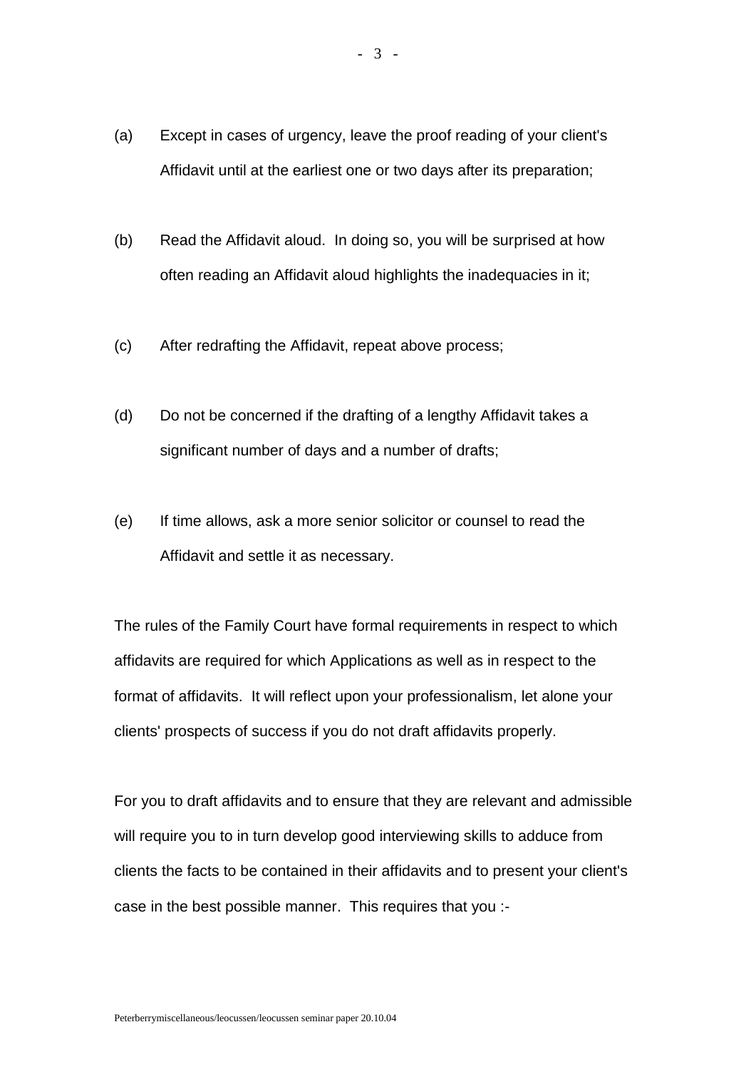(a) Except in cases of urgency, leave the proof reading of your client's Affidavit until at the earliest one or two days after its preparation;

(b) Read the Affidavit aloud. In doing so, you will be surprised at how often reading an Affidavit aloud highlights the inadequacies in it;

(c) After redrafting the Affidavit, repeat above process;

(d) Do not be concerned if the drafting of a lengthy Affidavit takes a significant number of days and a number of drafts;

(e) If time allows, ask a more senior solicitor or counsel to read the Affidavit and settle it as necessary.

The rules of the Family Court have formal requirements in respect to which affidavits are required for which Applications as well as in respect to the format of affidavits. It will reflect upon your professionalism, let alone your clients' prospects of success if you do not draft affidavits properly.

For you to draft affidavits and to ensure that they are relevant and admissible will require you to in turn develop good interviewing skills to adduce from clients the facts to be contained in their affidavits and to present your client's case in the best possible manner. This requires that you :-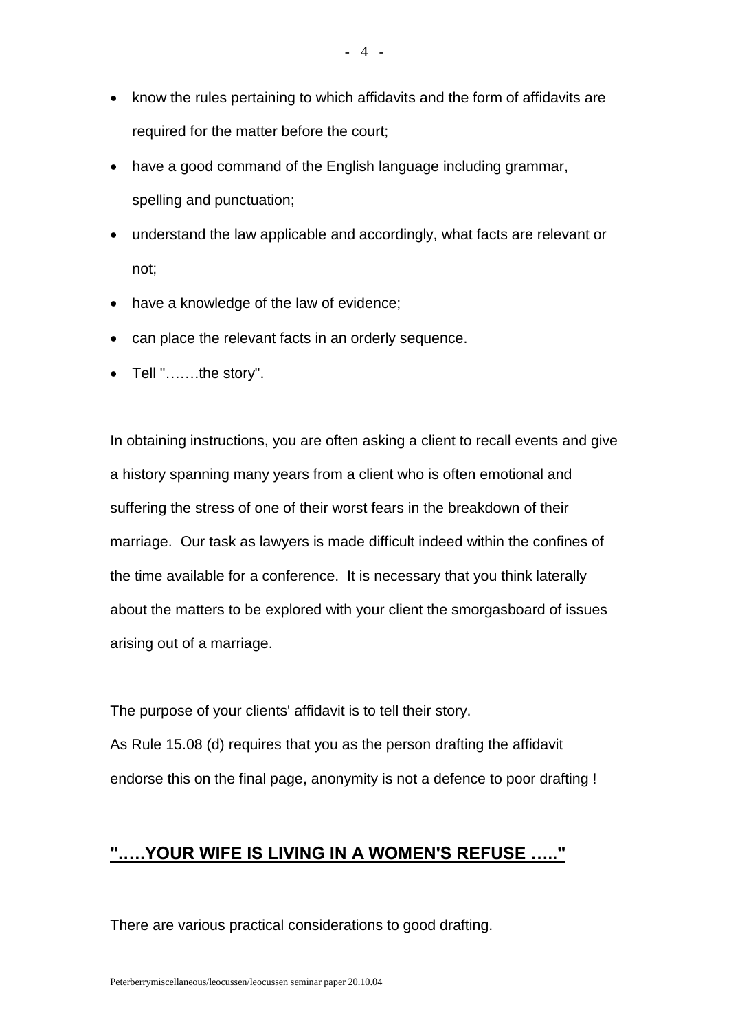- know the rules pertaining to which affidavits and the form of affidavits are required for the matter before the court;
- have a good command of the English language including grammar, spelling and punctuation;
- understand the law applicable and accordingly, what facts are relevant or not;
- have a knowledge of the law of evidence;
- can place the relevant facts in an orderly sequence.
- Tell ".......the story".

In obtaining instructions, you are often asking a client to recall events and give a history spanning many years from a client who is often emotional and suffering the stress of one of their worst fears in the breakdown of their marriage. Our task as lawyers is made difficult indeed within the confines of the time available for a conference. It is necessary that you think laterally about the matters to be explored with your client the smorgasboard of issues arising out of a marriage.

The purpose of your clients' affidavit is to tell their story.

As Rule 15.08 (d) requires that you as the person drafting the affidavit endorse this on the final page, anonymity is not a defence to poor drafting !

## **".....YOUR WIFE IS LIVING IN A WOMEN'S REFUSE ....."**

There are various practical considerations to good drafting.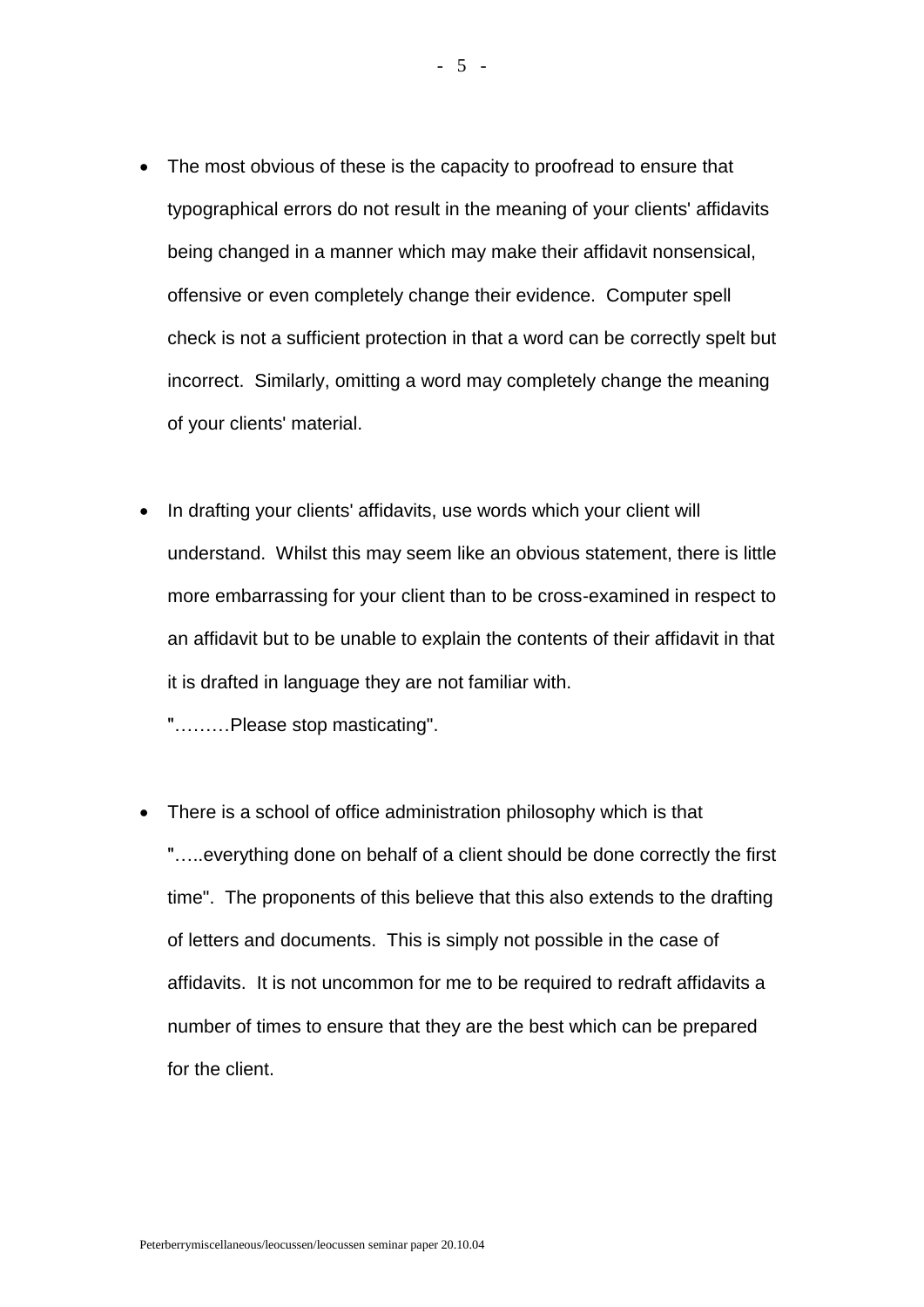- The most obvious of these is the capacity to proofread to ensure that typographical errors do not result in the meaning of your clients' affidavits being changed in a manner which may make their affidavit nonsensical, offensive or even completely change their evidence. Computer spell check is not a sufficient protection in that a word can be correctly spelt but incorrect. Similarly, omitting a word may completely change the meaning of your clients' material.

- In drafting your clients' affidavits, use words which your client will understand. Whilst this may seem like an obvious statement, there is little more embarrassing for your client than to be cross-examined in respect to an affidavit but to be unable to explain the contents of their affidavit in that it is drafted in language they are not familiar with.

  "………Please stop masticating".

- There is a school of office administration philosophy which is that "…..everything done on behalf of a client should be done correctly the first time". The proponents of this believe that this also extends to the drafting of letters and documents. This is simply not possible in the case of affidavits. It is not uncommon for me to be required to redraft affidavits a number of times to ensure that they are the best which can be prepared for the client.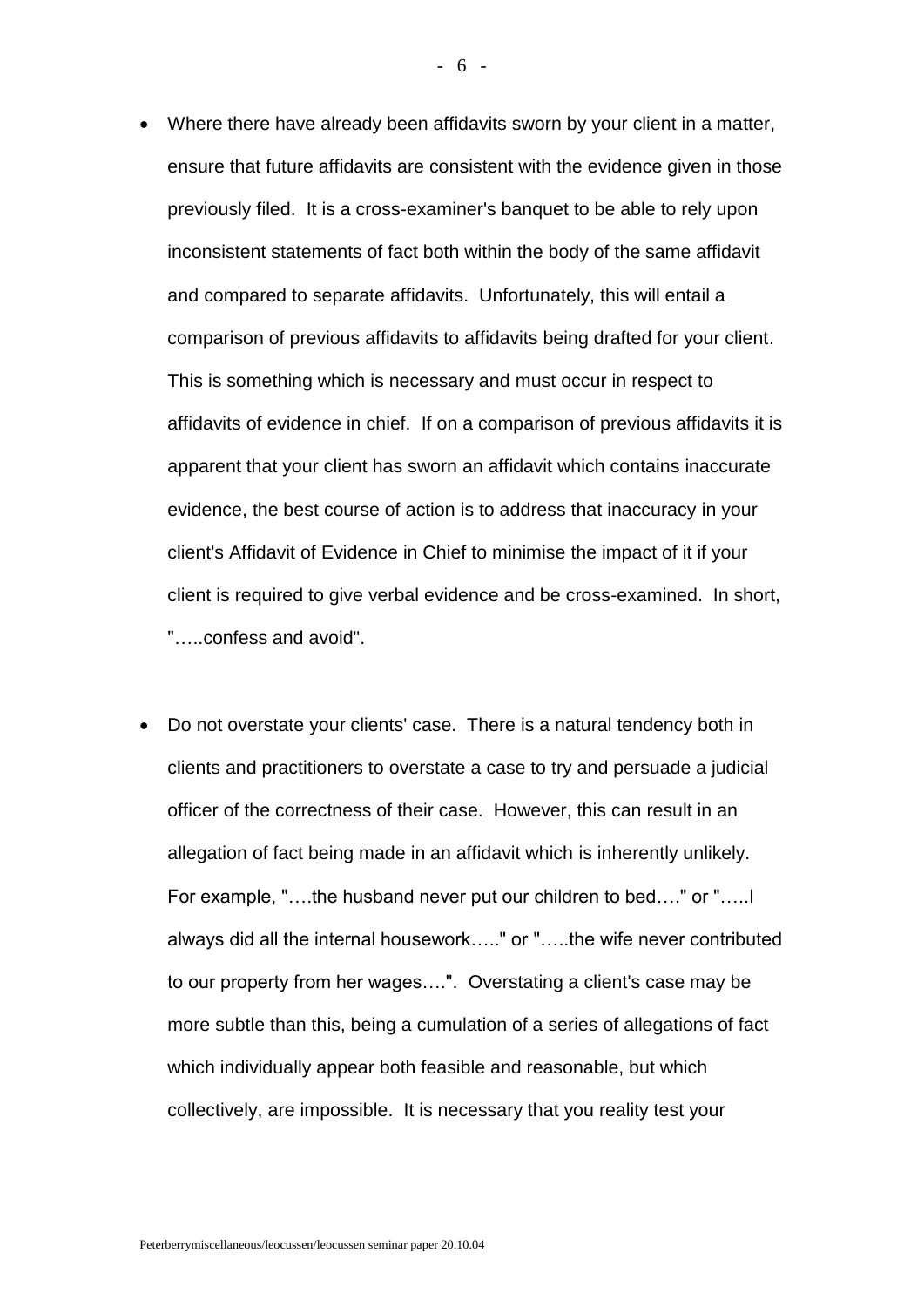- Where there have already been affidavits sworn by your client in a matter, ensure that future affidavits are consistent with the evidence given in those previously filed. It is a cross-examiner's banquet to be able to rely upon inconsistent statements of fact both within the body of the same affidavit and compared to separate affidavits. Unfortunately, this will entail a comparison of previous affidavits to affidavits being drafted for your client. This is something which is necessary and must occur in respect to affidavits of evidence in chief. If on a comparison of previous affidavits it is apparent that your client has sworn an affidavit which contains inaccurate evidence, the best course of action is to address that inaccuracy in your client's Affidavit of Evidence in Chief to minimise the impact of it if your client is required to give verbal evidence and be cross-examined. In short, "…..confess and avoid".

- Do not overstate your clients' case. There is a natural tendency both in clients and practitioners to overstate a case to try and persuade a judicial officer of the correctness of their case. However, this can result in an allegation of fact being made in an affidavit which is inherently unlikely. For example, "….the husband never put our children to bed…." or "…..I always did all the internal housework….." or "…..the wife never contributed to our property from her wages….". Overstating a client's case may be more subtle than this, being a cumulation of a series of allegations of fact which individually appear both feasible and reasonable, but which collectively, are impossible. It is necessary that you reality test your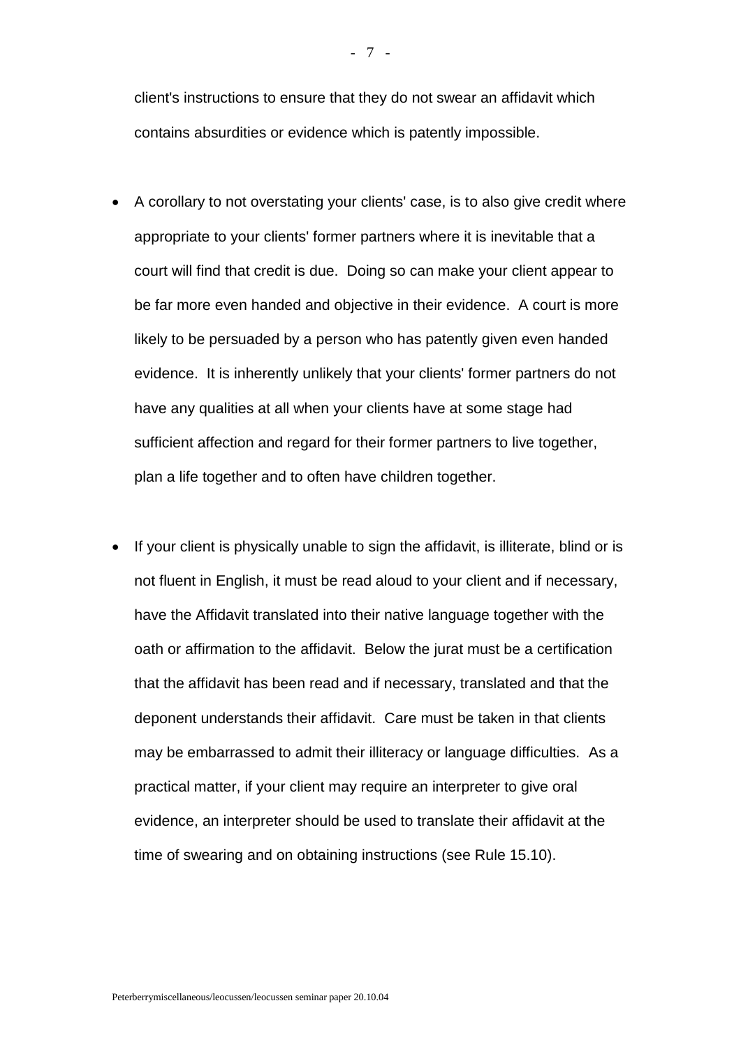client's instructions to ensure that they do not swear an affidavit which contains absurdities or evidence which is patently impossible.

- A corollary to not overstating your clients' case, is to also give credit where appropriate to your clients' former partners where it is inevitable that a court will find that credit is due. Doing so can make your client appear to be far more even handed and objective in their evidence. A court is more likely to be persuaded by a person who has patently given even handed evidence. It is inherently unlikely that your clients' former partners do not have any qualities at all when your clients have at some stage had sufficient affection and regard for their former partners to live together, plan a life together and to often have children together.

- If your client is physically unable to sign the affidavit, is illiterate, blind or is not fluent in English, it must be read aloud to your client and if necessary, have the Affidavit translated into their native language together with the oath or affirmation to the affidavit. Below the jurat must be a certification that the affidavit has been read and if necessary, translated and that the deponent understands their affidavit. Care must be taken in that clients may be embarrassed to admit their illiteracy or language difficulties. As a practical matter, if your client may require an interpreter to give oral evidence, an interpreter should be used to translate their affidavit at the time of swearing and on obtaining instructions (see Rule 15.10).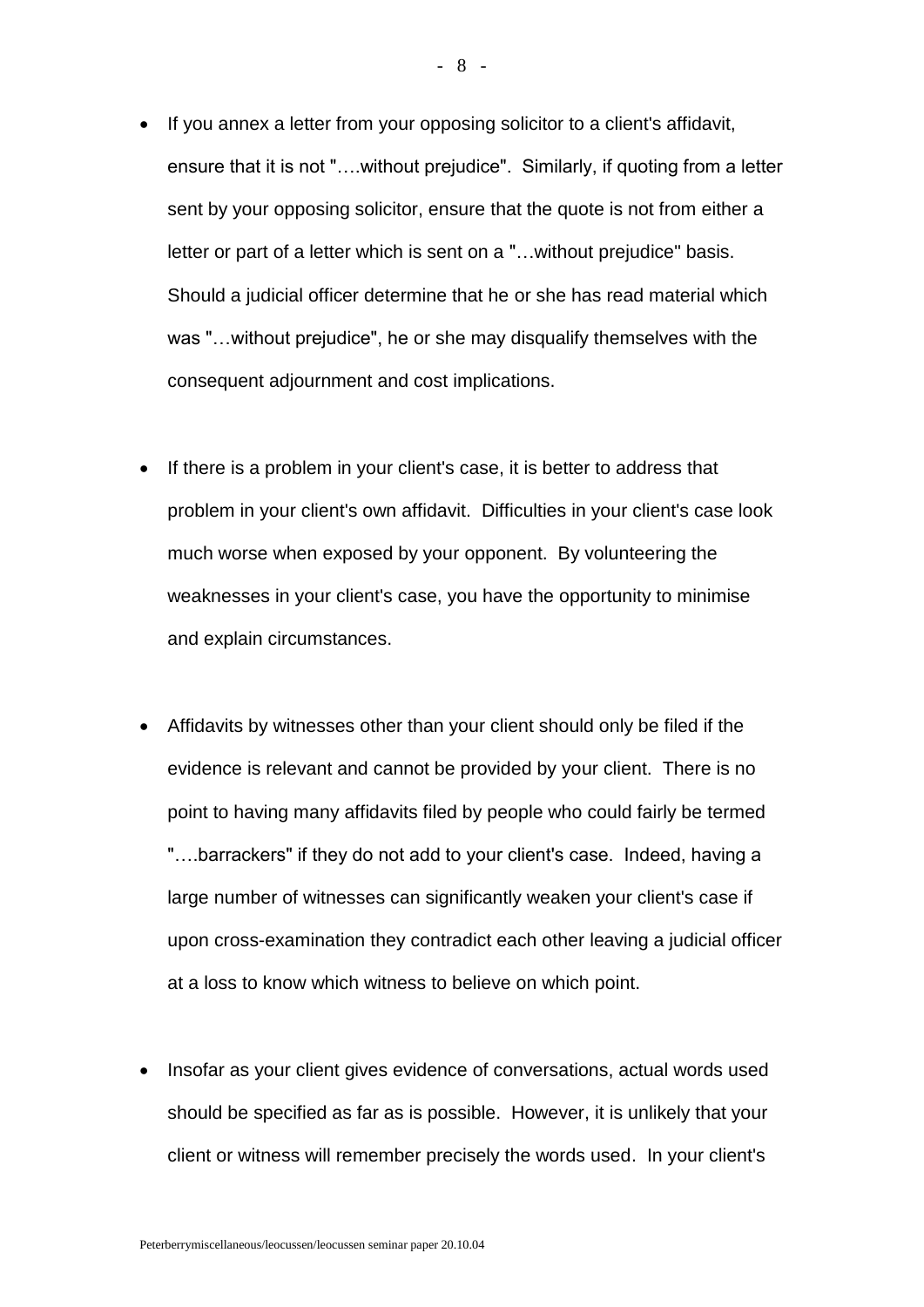- If you annex a letter from your opposing solicitor to a client's affidavit, ensure that it is not "….without prejudice". Similarly, if quoting from a letter sent by your opposing solicitor, ensure that the quote is not from either a letter or part of a letter which is sent on a "…without prejudice" basis. Should a judicial officer determine that he or she has read material which was "…without prejudice", he or she may disqualify themselves with the consequent adjournment and cost implications.

- If there is a problem in your client's case, it is better to address that problem in your client's own affidavit. Difficulties in your client's case look much worse when exposed by your opponent. By volunteering the weaknesses in your client's case, you have the opportunity to minimise and explain circumstances.

- Affidavits by witnesses other than your client should only be filed if the evidence is relevant and cannot be provided by your client. There is no point to having many affidavits filed by people who could fairly be termed "….barrackers" if they do not add to your client's case. Indeed, having a large number of witnesses can significantly weaken your client's case if upon cross-examination they contradict each other leaving a judicial officer at a loss to know which witness to believe on which point.

- Insofar as your client gives evidence of conversations, actual words used should be specified as far as is possible. However, it is unlikely that your client or witness will remember precisely the words used. In your client's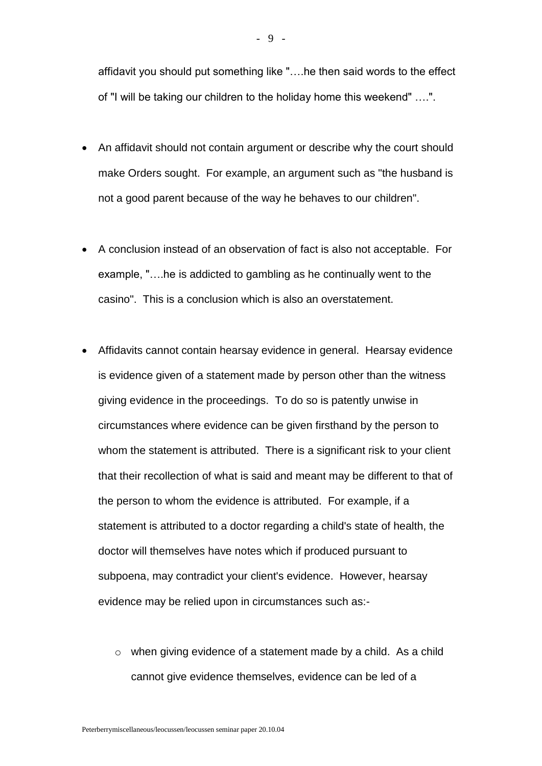affidavit you should put something like "….he then said words to the effect of "I will be taking our children to the holiday home this weekend" ….".

- An affidavit should not contain argument or describe why the court should make Orders sought. For example, an argument such as "the husband is not a good parent because of the way he behaves to our children".

- A conclusion instead of an observation of fact is also not acceptable. For example, "….he is addicted to gambling as he continually went to the casino". This is a conclusion which is also an overstatement.

- Affidavits cannot contain hearsay evidence in general. Hearsay evidence is evidence given of a statement made by person other than the witness giving evidence in the proceedings. To do so is patently unwise in circumstances where evidence can be given firsthand by the person to whom the statement is attributed. There is a significant risk to your client that their recollection of what is said and meant may be different to that of the person to whom the evidence is attributed. For example, if a statement is attributed to a doctor regarding a child's state of health, the doctor will themselves have notes which if produced pursuant to subpoena, may contradict your client's evidence. However, hearsay evidence may be relied upon in circumstances such as:-

    - when giving evidence of a statement made by a child. As a child cannot give evidence themselves, evidence can be led of a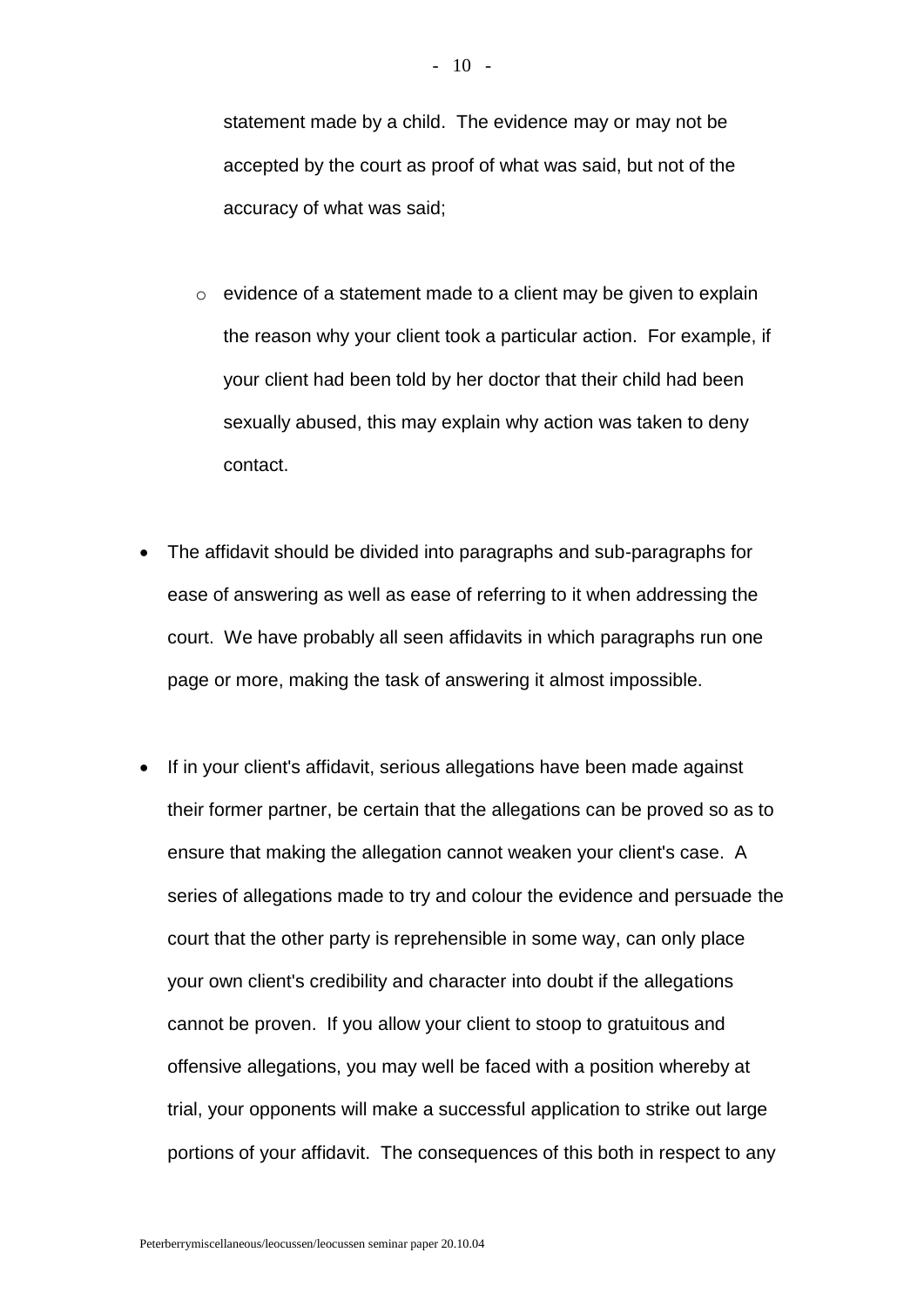statement made by a child. The evidence may or may not be accepted by the court as proof of what was said, but not of the accuracy of what was said;

  - evidence of a statement made to a client may be given to explain the reason why your client took a particular action. For example, if your client had been told by her doctor that their child had been sexually abused, this may explain why action was taken to deny contact.

- The affidavit should be divided into paragraphs and sub-paragraphs for ease of answering as well as ease of referring to it when addressing the court. We have probably all seen affidavits in which paragraphs run one page or more, making the task of answering it almost impossible.

- If in your client's affidavit, serious allegations have been made against their former partner, be certain that the allegations can be proved so as to ensure that making the allegation cannot weaken your client's case. A series of allegations made to try and colour the evidence and persuade the court that the other party is reprehensible in some way, can only place your own client's credibility and character into doubt if the allegations cannot be proven. If you allow your client to stoop to gratuitous and offensive allegations, you may well be faced with a position whereby at trial, your opponents will make a successful application to strike out large portions of your affidavit. The consequences of this both in respect to any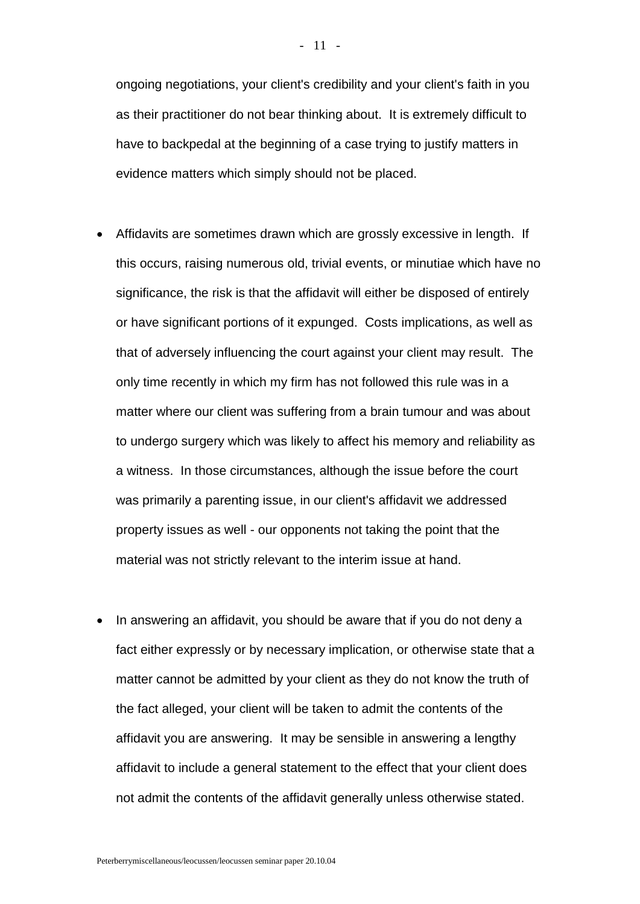ongoing negotiations, your client's credibility and your client's faith in you as their practitioner do not bear thinking about. It is extremely difficult to have to backpedal at the beginning of a case trying to justify matters in evidence matters which simply should not be placed.

- Affidavits are sometimes drawn which are grossly excessive in length. If this occurs, raising numerous old, trivial events, or minutiae which have no significance, the risk is that the affidavit will either be disposed of entirely or have significant portions of it expunged. Costs implications, as well as that of adversely influencing the court against your client may result. The only time recently in which my firm has not followed this rule was in a matter where our client was suffering from a brain tumour and was about to undergo surgery which was likely to affect his memory and reliability as a witness. In those circumstances, although the issue before the court was primarily a parenting issue, in our client's affidavit we addressed property issues as well - our opponents not taking the point that the material was not strictly relevant to the interim issue at hand.

- In answering an affidavit, you should be aware that if you do not deny a fact either expressly or by necessary implication, or otherwise state that a matter cannot be admitted by your client as they do not know the truth of the fact alleged, your client will be taken to admit the contents of the affidavit you are answering. It may be sensible in answering a lengthy affidavit to include a general statement to the effect that your client does not admit the contents of the affidavit generally unless otherwise stated.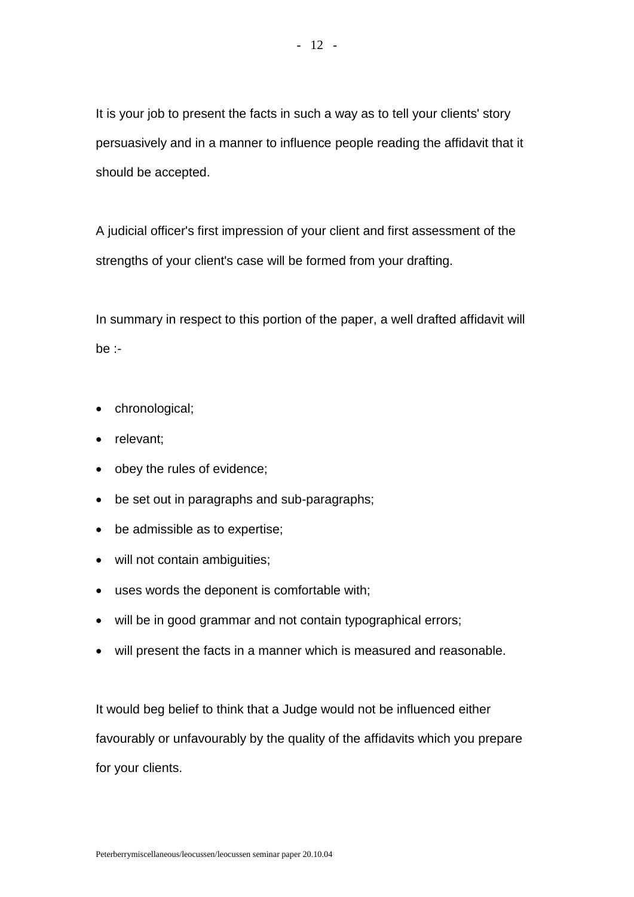It is your job to present the facts in such a way as to tell your clients' story persuasively and in a manner to influence people reading the affidavit that it should be accepted.

A judicial officer's first impression of your client and first assessment of the strengths of your client's case will be formed from your drafting.

In summary in respect to this portion of the paper, a well drafted affidavit will be :-

- chronological;
- relevant;
- obey the rules of evidence;
- be set out in paragraphs and sub-paragraphs;
- be admissible as to expertise;
- will not contain ambiguities;
- uses words the deponent is comfortable with;
- will be in good grammar and not contain typographical errors;
- will present the facts in a manner which is measured and reasonable.

It would beg belief to think that a Judge would not be influenced either favourably or unfavourably by the quality of the affidavits which you prepare for your clients.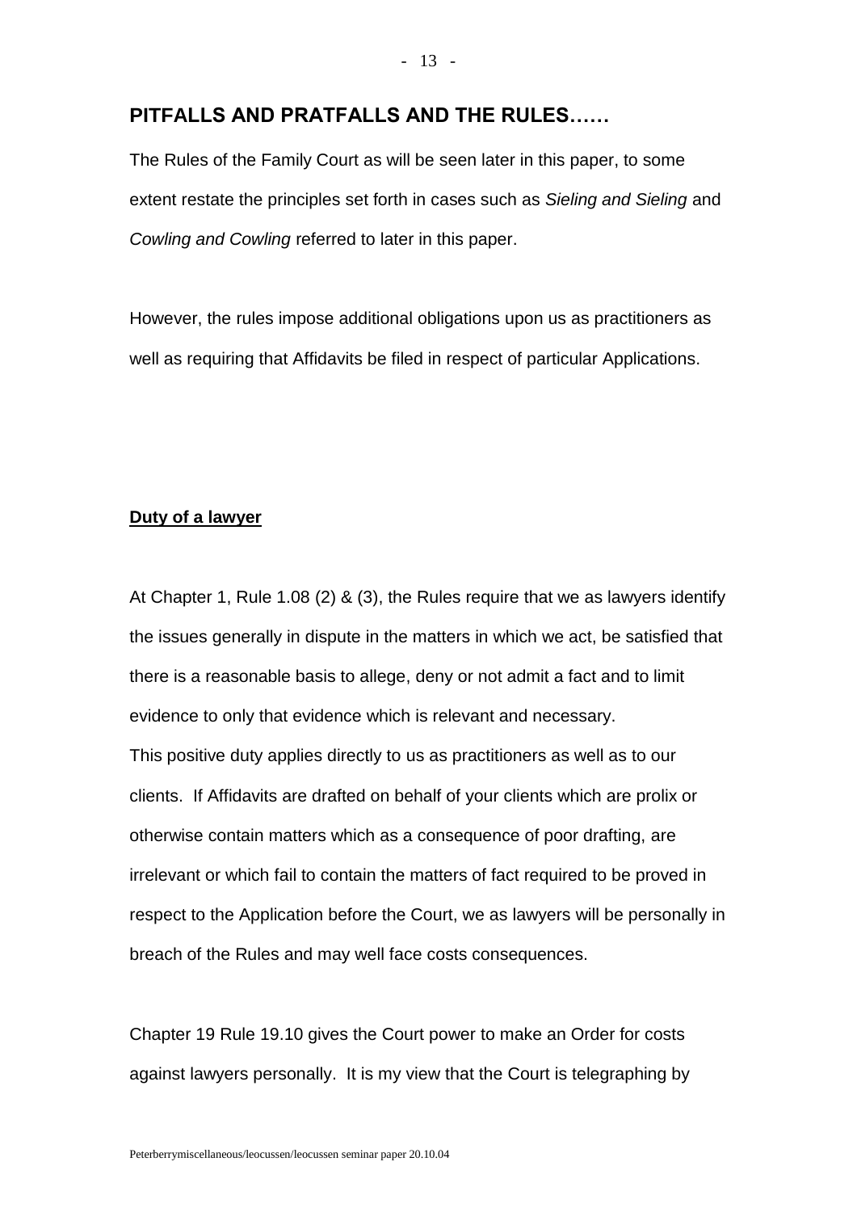## PITFALLS AND PRATFALLS AND THE RULES……

The Rules of the Family Court as will be seen later in this paper, to some extent restate the principles set forth in cases such as *Sieling and Sieling* and *Cowling and Cowling* referred to later in this paper.

However, the rules impose additional obligations upon us as practitioners as well as requiring that Affidavits be filed in respect of particular Applications.

**Duty of a lawyer**

At Chapter 1, Rule 1.08 (2) & (3), the Rules require that we as lawyers identify the issues generally in dispute in the matters in which we act, be satisfied that there is a reasonable basis to allege, deny or not admit a fact and to limit evidence to only that evidence which is relevant and necessary.
This positive duty applies directly to us as practitioners as well as to our clients. If Affidavits are drafted on behalf of your clients which are prolix or otherwise contain matters which as a consequence of poor drafting, are irrelevant or which fail to contain the matters of fact required to be proved in respect to the Application before the Court, we as lawyers will be personally in breach of the Rules and may well face costs consequences.

Chapter 19 Rule 19.10 gives the Court power to make an Order for costs against lawyers personally. It is my view that the Court is telegraphing by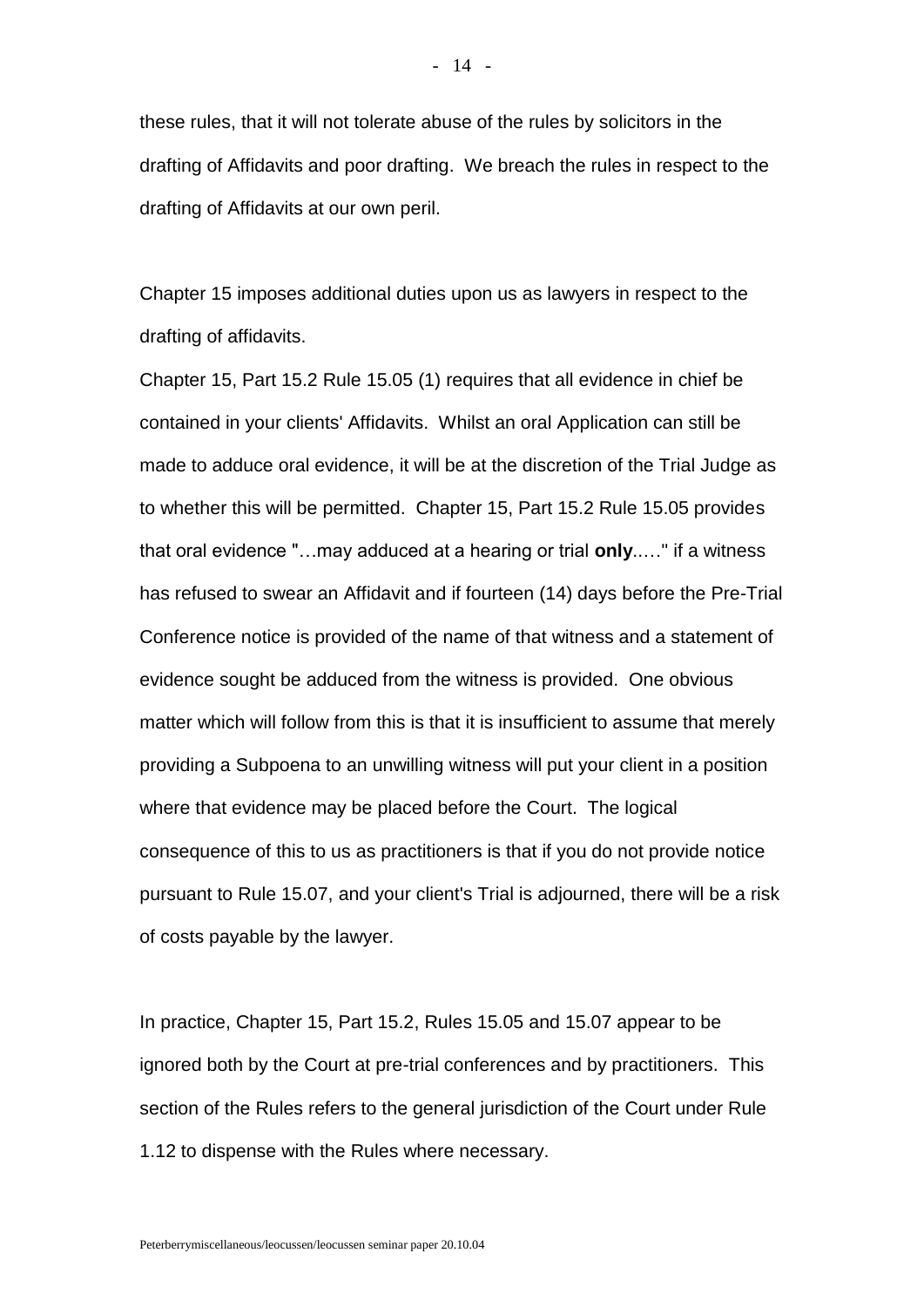these rules, that it will not tolerate abuse of the rules by solicitors in the drafting of Affidavits and poor drafting. We breach the rules in respect to the drafting of Affidavits at our own peril.

Chapter 15 imposes additional duties upon us as lawyers in respect to the drafting of affidavits.

Chapter 15, Part 15.2 Rule 15.05 (1) requires that all evidence in chief be contained in your clients' Affidavits. Whilst an oral Application can still be made to adduce oral evidence, it will be at the discretion of the Trial Judge as to whether this will be permitted. Chapter 15, Part 15.2 Rule 15.05 provides that oral evidence "…may adduced at a hearing or trial **only**.…." if a witness has refused to swear an Affidavit and if fourteen (14) days before the Pre-Trial Conference notice is provided of the name of that witness and a statement of evidence sought be adduced from the witness is provided. One obvious matter which will follow from this is that it is insufficient to assume that merely providing a Subpoena to an unwilling witness will put your client in a position where that evidence may be placed before the Court. The logical consequence of this to us as practitioners is that if you do not provide notice pursuant to Rule 15.07, and your client's Trial is adjourned, there will be a risk of costs payable by the lawyer.

In practice, Chapter 15, Part 15.2, Rules 15.05 and 15.07 appear to be ignored both by the Court at pre-trial conferences and by practitioners. This section of the Rules refers to the general jurisdiction of the Court under Rule 1.12 to dispense with the Rules where necessary.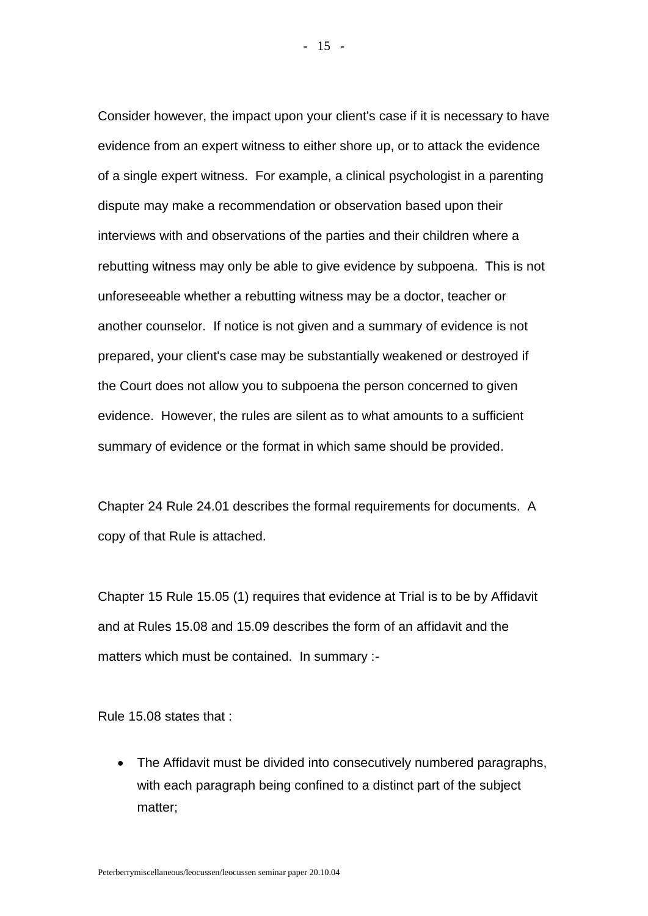Consider however, the impact upon your client's case if it is necessary to have evidence from an expert witness to either shore up, or to attack the evidence of a single expert witness. For example, a clinical psychologist in a parenting dispute may make a recommendation or observation based upon their interviews with and observations of the parties and their children where a rebutting witness may only be able to give evidence by subpoena. This is not unforeseeable whether a rebutting witness may be a doctor, teacher or another counselor. If notice is not given and a summary of evidence is not prepared, your client's case may be substantially weakened or destroyed if the Court does not allow you to subpoena the person concerned to given evidence. However, the rules are silent as to what amounts to a sufficient summary of evidence or the format in which same should be provided.

Chapter 24 Rule 24.01 describes the formal requirements for documents. A copy of that Rule is attached.

Chapter 15 Rule 15.05 (1) requires that evidence at Trial is to be by Affidavit and at Rules 15.08 and 15.09 describes the form of an affidavit and the matters which must be contained. In summary :-

Rule 15.08 states that :

- The Affidavit must be divided into consecutively numbered paragraphs, with each paragraph being confined to a distinct part of the subject matter;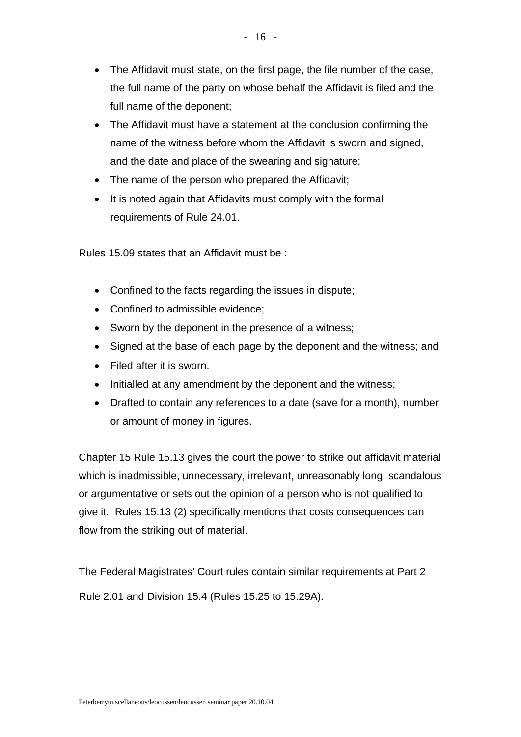- The Affidavit must state, on the first page, the file number of the case, the full name of the party on whose behalf the Affidavit is filed and the full name of the deponent;
- The Affidavit must have a statement at the conclusion confirming the name of the witness before whom the Affidavit is sworn and signed, and the date and place of the swearing and signature;
- The name of the person who prepared the Affidavit;
- It is noted again that Affidavits must comply with the formal requirements of Rule 24.01.

Rules 15.09 states that an Affidavit must be :

- Confined to the facts regarding the issues in dispute;
- Confined to admissible evidence;
- Sworn by the deponent in the presence of a witness;
- Signed at the base of each page by the deponent and the witness; and
- Filed after it is sworn.
- Initialled at any amendment by the deponent and the witness;
- Drafted to contain any references to a date (save for a month), number or amount of money in figures.

Chapter 15 Rule 15.13 gives the court the power to strike out affidavit material which is inadmissible, unnecessary, irrelevant, unreasonably long, scandalous or argumentative or sets out the opinion of a person who is not qualified to give it. Rules 15.13 (2) specifically mentions that costs consequences can flow from the striking out of material.

The Federal Magistrates' Court rules contain similar requirements at Part 2 Rule 2.01 and Division 15.4 (Rules 15.25 to 15.29A).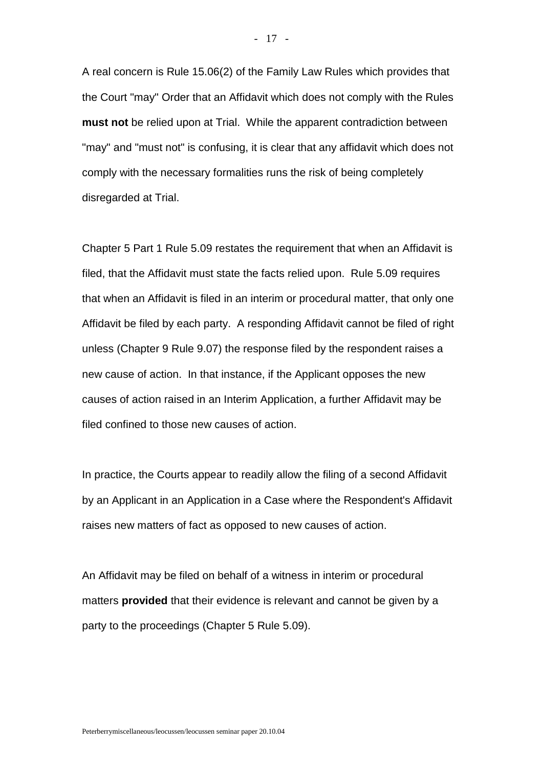A real concern is Rule 15.06(2) of the Family Law Rules which provides that the Court "may" Order that an Affidavit which does not comply with the Rules **must not** be relied upon at Trial. While the apparent contradiction between "may" and "must not" is confusing, it is clear that any affidavit which does not comply with the necessary formalities runs the risk of being completely disregarded at Trial.

Chapter 5 Part 1 Rule 5.09 restates the requirement that when an Affidavit is filed, that the Affidavit must state the facts relied upon. Rule 5.09 requires that when an Affidavit is filed in an interim or procedural matter, that only one Affidavit be filed by each party. A responding Affidavit cannot be filed of right unless (Chapter 9 Rule 9.07) the response filed by the respondent raises a new cause of action. In that instance, if the Applicant opposes the new causes of action raised in an Interim Application, a further Affidavit may be filed confined to those new causes of action.

In practice, the Courts appear to readily allow the filing of a second Affidavit by an Applicant in an Application in a Case where the Respondent's Affidavit raises new matters of fact as opposed to new causes of action.

An Affidavit may be filed on behalf of a witness in interim or procedural matters **provided** that their evidence is relevant and cannot be given by a party to the proceedings (Chapter 5 Rule 5.09).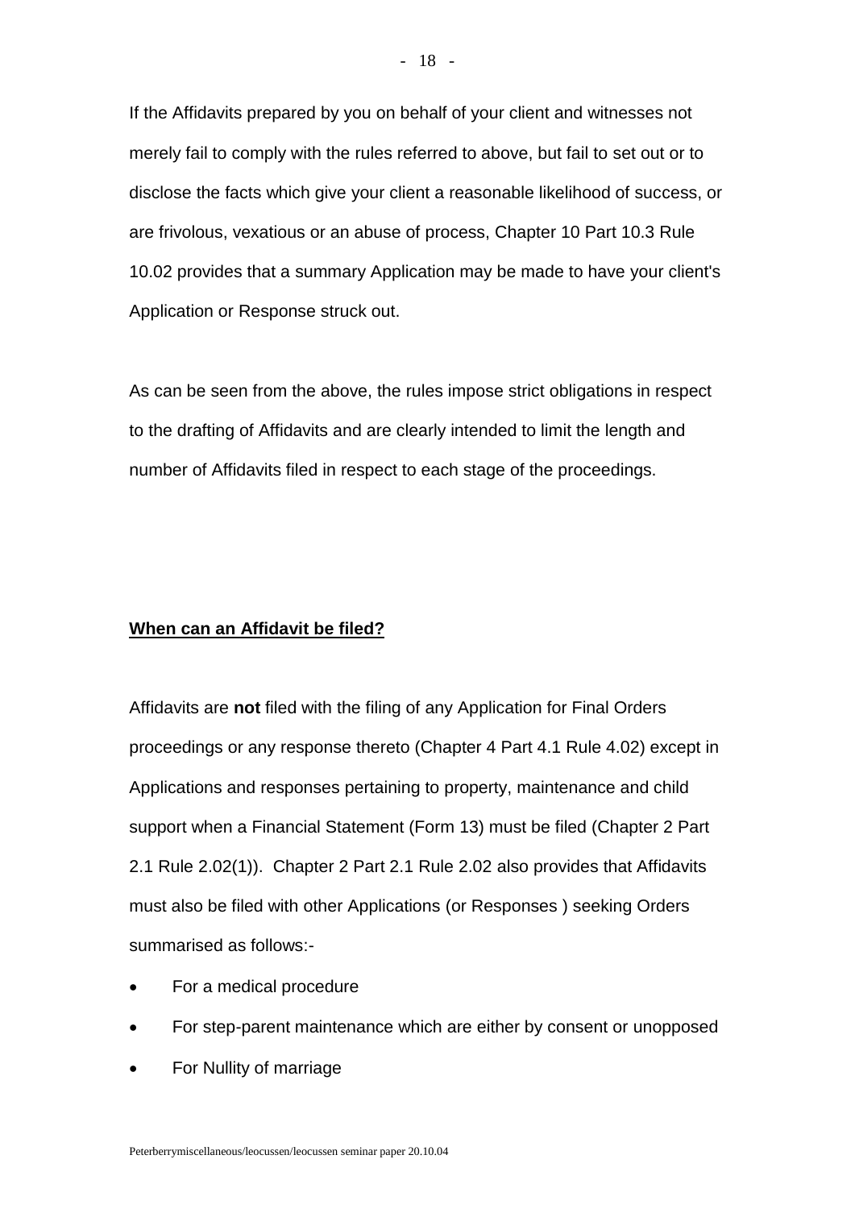If the Affidavits prepared by you on behalf of your client and witnesses not merely fail to comply with the rules referred to above, but fail to set out or to disclose the facts which give your client a reasonable likelihood of success, or are frivolous, vexatious or an abuse of process, Chapter 10 Part 10.3 Rule 10.02 provides that a summary Application may be made to have your client's Application or Response struck out.

As can be seen from the above, the rules impose strict obligations in respect to the drafting of Affidavits and are clearly intended to limit the length and number of Affidavits filed in respect to each stage of the proceedings.

**<u>When can an Affidavit be filed?</u>**

Affidavits are **not** filed with the filing of any Application for Final Orders proceedings or any response thereto (Chapter 4 Part 4.1 Rule 4.02) except in Applications and responses pertaining to property, maintenance and child support when a Financial Statement (Form 13) must be filed (Chapter 2 Part 2.1 Rule 2.02(1)). Chapter 2 Part 2.1 Rule 2.02 also provides that Affidavits must also be filed with other Applications (or Responses ) seeking Orders summarised as follows:-

- For a medical procedure
- For step-parent maintenance which are either by consent or unopposed
- For Nullity of marriage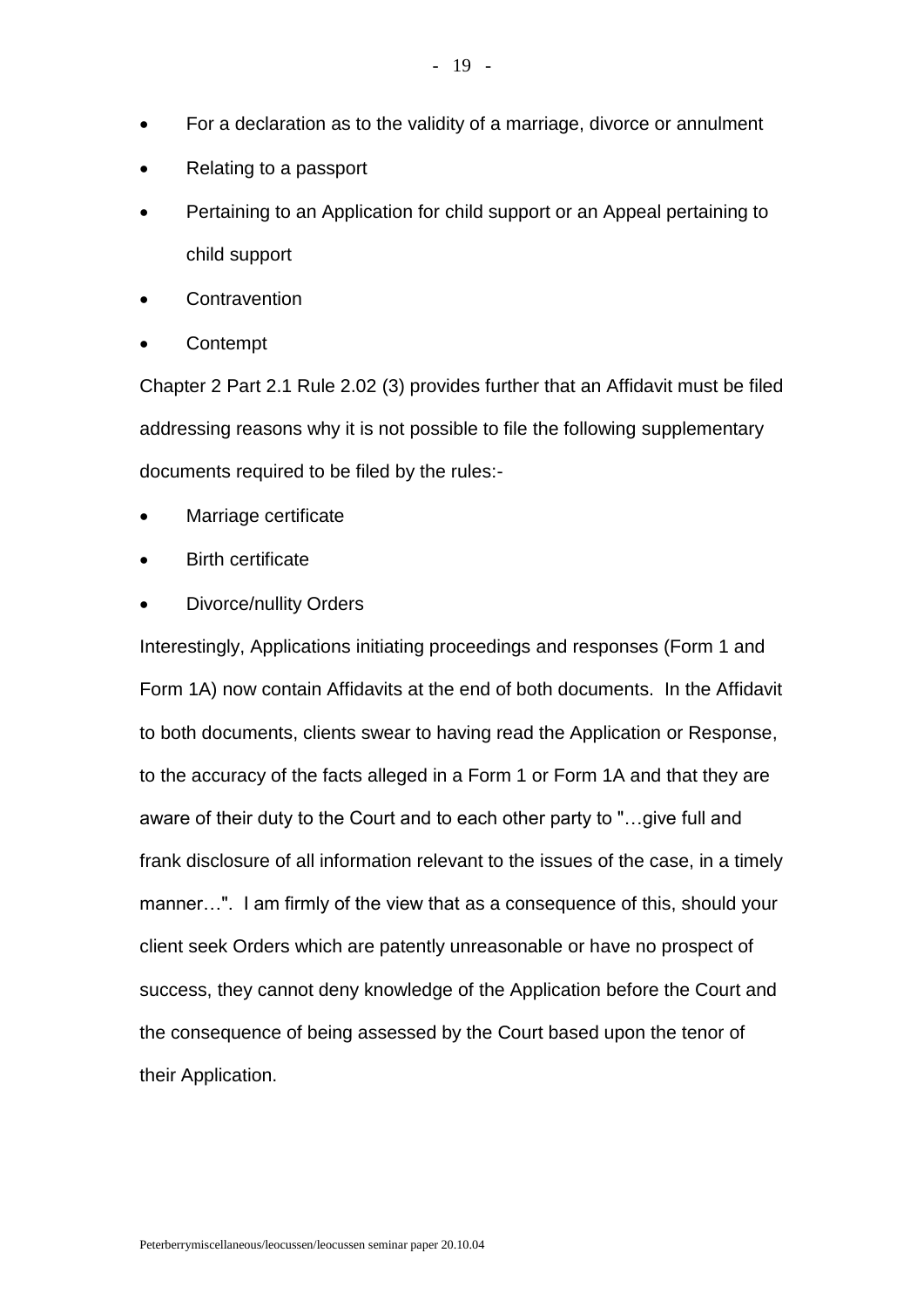- For a declaration as to the validity of a marriage, divorce or annulment
- Relating to a passport
- Pertaining to an Application for child support or an Appeal pertaining to child support
- Contravention
- Contempt

Chapter 2 Part 2.1 Rule 2.02 (3) provides further that an Affidavit must be filed addressing reasons why it is not possible to file the following supplementary documents required to be filed by the rules:-

- Marriage certificate
- Birth certificate
- Divorce/nullity Orders

Interestingly, Applications initiating proceedings and responses (Form 1 and Form 1A) now contain Affidavits at the end of both documents. In the Affidavit to both documents, clients swear to having read the Application or Response, to the accuracy of the facts alleged in a Form 1 or Form 1A and that they are aware of their duty to the Court and to each other party to "…give full and frank disclosure of all information relevant to the issues of the case, in a timely manner…". I am firmly of the view that as a consequence of this, should your client seek Orders which are patently unreasonable or have no prospect of success, they cannot deny knowledge of the Application before the Court and the consequence of being assessed by the Court based upon the tenor of their Application.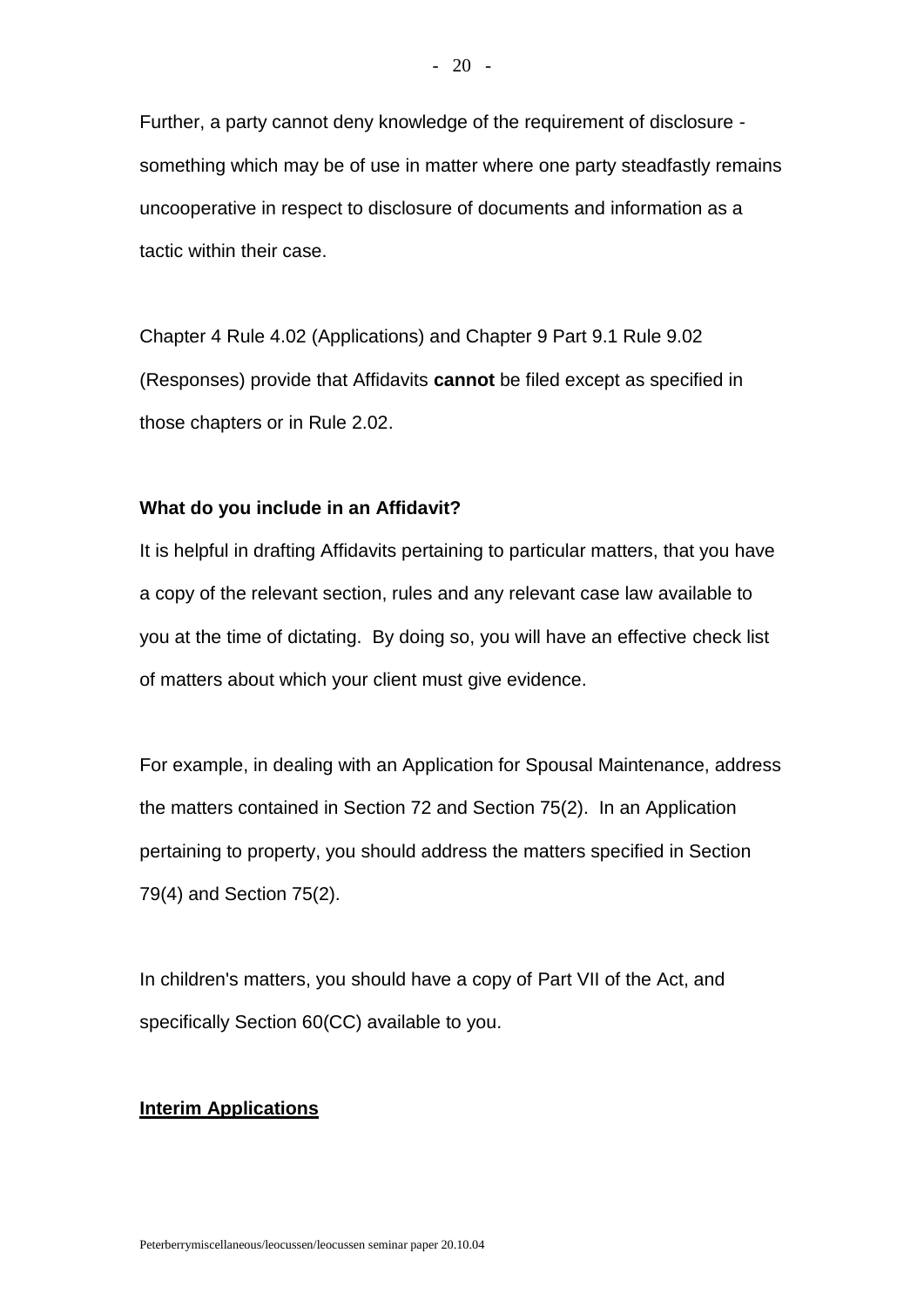Further, a party cannot deny knowledge of the requirement of disclosure - something which may be of use in matter where one party steadfastly remains uncooperative in respect to disclosure of documents and information as a tactic within their case.

Chapter 4 Rule 4.02 (Applications) and Chapter 9 Part 9.1 Rule 9.02 (Responses) provide that Affidavits **cannot** be filed except as specified in those chapters or in Rule 2.02.

**What do you include in an Affidavit?**

It is helpful in drafting Affidavits pertaining to particular matters, that you have a copy of the relevant section, rules and any relevant case law available to you at the time of dictating. By doing so, you will have an effective check list of matters about which your client must give evidence.

For example, in dealing with an Application for Spousal Maintenance, address the matters contained in Section 72 and Section 75(2). In an Application pertaining to property, you should address the matters specified in Section 79(4) and Section 75(2).

In children's matters, you should have a copy of Part VII of the Act, and specifically Section 60(CC) available to you.

**Interim Applications**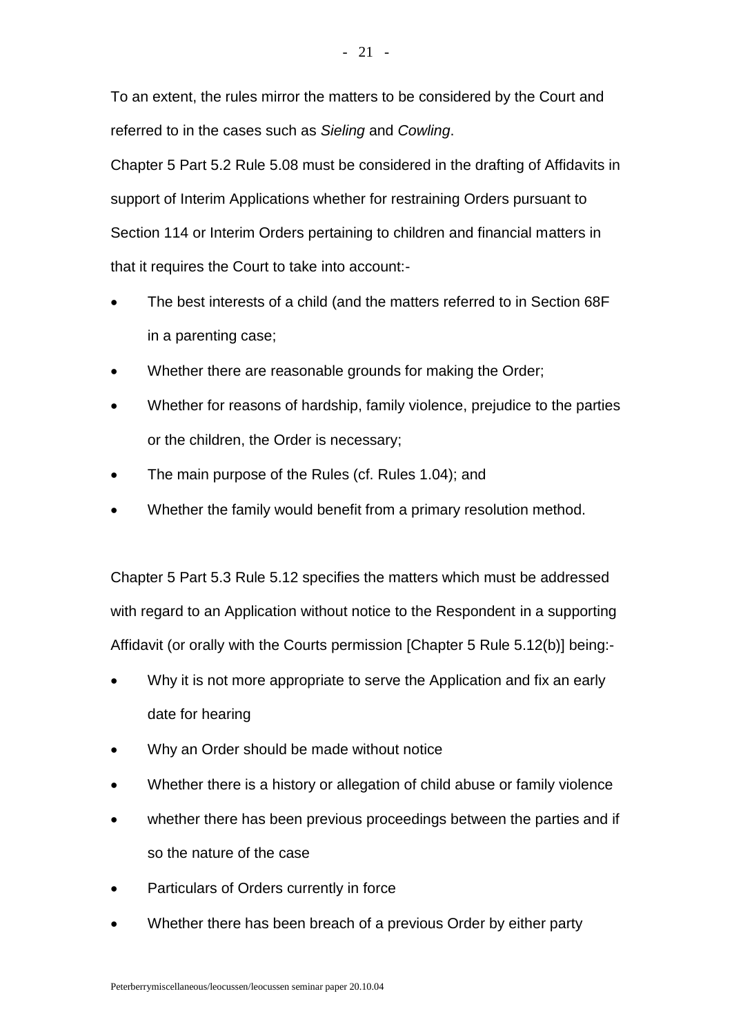To an extent, the rules mirror the matters to be considered by the Court and referred to in the cases such as *Sieling* and *Cowling*.

Chapter 5 Part 5.2 Rule 5.08 must be considered in the drafting of Affidavits in support of Interim Applications whether for restraining Orders pursuant to Section 114 or Interim Orders pertaining to children and financial matters in that it requires the Court to take into account:-

- The best interests of a child (and the matters referred to in Section 68F in a parenting case;
- Whether there are reasonable grounds for making the Order;
- Whether for reasons of hardship, family violence, prejudice to the parties or the children, the Order is necessary;
- The main purpose of the Rules (cf. Rules 1.04); and
- Whether the family would benefit from a primary resolution method.

Chapter 5 Part 5.3 Rule 5.12 specifies the matters which must be addressed with regard to an Application without notice to the Respondent in a supporting Affidavit (or orally with the Courts permission [Chapter 5 Rule 5.12(b)] being:-

- Why it is not more appropriate to serve the Application and fix an early date for hearing
- Why an Order should be made without notice
- Whether there is a history or allegation of child abuse or family violence
- whether there has been previous proceedings between the parties and if so the nature of the case
- Particulars of Orders currently in force
- Whether there has been breach of a previous Order by either party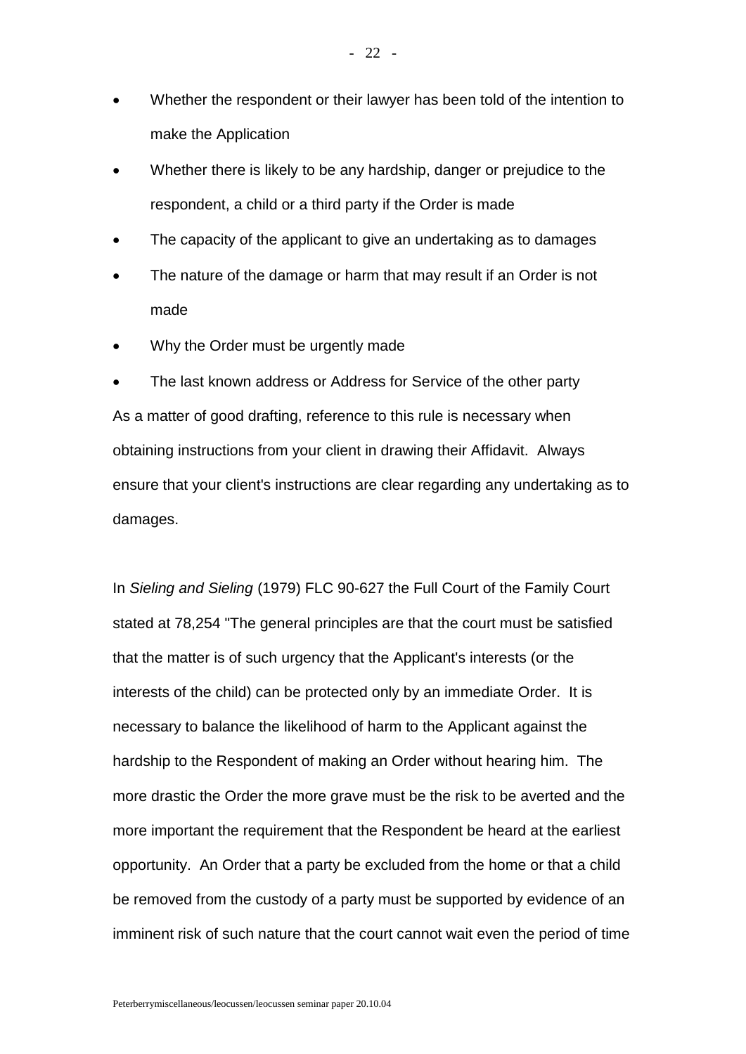- Whether the respondent or their lawyer has been told of the intention to make the Application
- Whether there is likely to be any hardship, danger or prejudice to the respondent, a child or a third party if the Order is made
- The capacity of the applicant to give an undertaking as to damages
- The nature of the damage or harm that may result if an Order is not made
- Why the Order must be urgently made
- The last known address or Address for Service of the other party

As a matter of good drafting, reference to this rule is necessary when obtaining instructions from your client in drawing their Affidavit. Always ensure that your client's instructions are clear regarding any undertaking as to damages.

In *Sieling and Sieling* (1979) FLC 90-627 the Full Court of the Family Court stated at 78,254 "The general principles are that the court must be satisfied that the matter is of such urgency that the Applicant's interests (or the interests of the child) can be protected only by an immediate Order. It is necessary to balance the likelihood of harm to the Applicant against the hardship to the Respondent of making an Order without hearing him. The more drastic the Order the more grave must be the risk to be averted and the more important the requirement that the Respondent be heard at the earliest opportunity. An Order that a party be excluded from the home or that a child be removed from the custody of a party must be supported by evidence of an imminent risk of such nature that the court cannot wait even the period of time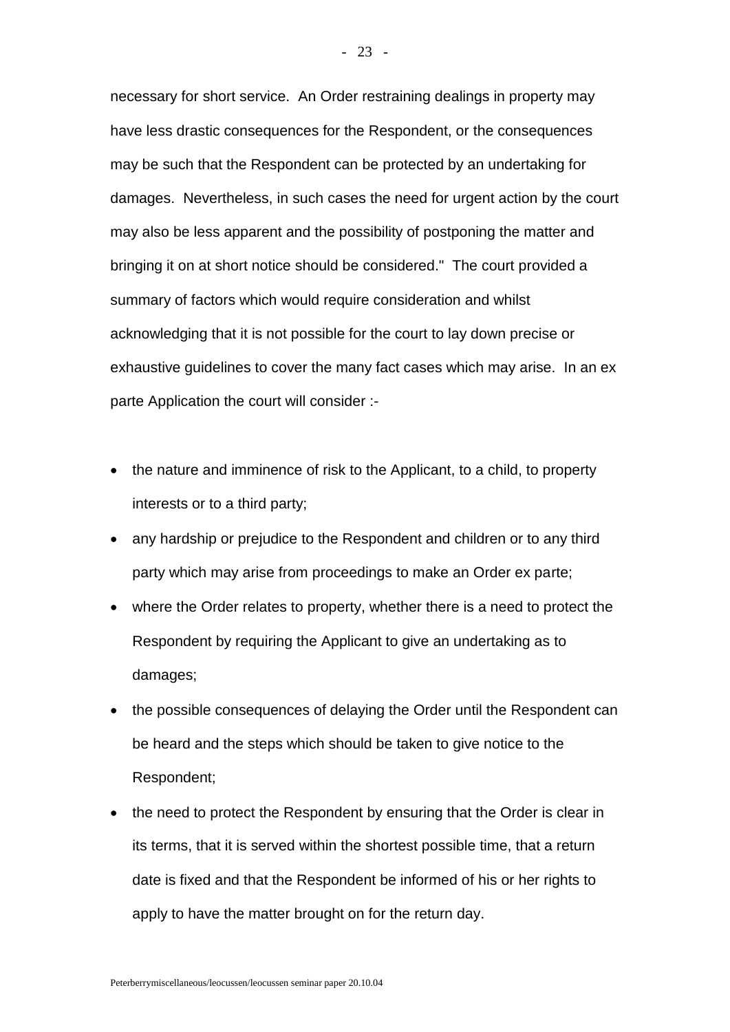necessary for short service. An Order restraining dealings in property may have less drastic consequences for the Respondent, or the consequences may be such that the Respondent can be protected by an undertaking for damages. Nevertheless, in such cases the need for urgent action by the court may also be less apparent and the possibility of postponing the matter and bringing it on at short notice should be considered." The court provided a summary of factors which would require consideration and whilst acknowledging that it is not possible for the court to lay down precise or exhaustive guidelines to cover the many fact cases which may arise. In an ex parte Application the court will consider :-

- the nature and imminence of risk to the Applicant, to a child, to property interests or to a third party;
- any hardship or prejudice to the Respondent and children or to any third party which may arise from proceedings to make an Order ex parte;
- where the Order relates to property, whether there is a need to protect the Respondent by requiring the Applicant to give an undertaking as to damages;
- the possible consequences of delaying the Order until the Respondent can be heard and the steps which should be taken to give notice to the Respondent;
- the need to protect the Respondent by ensuring that the Order is clear in its terms, that it is served within the shortest possible time, that a return date is fixed and that the Respondent be informed of his or her rights to apply to have the matter brought on for the return day.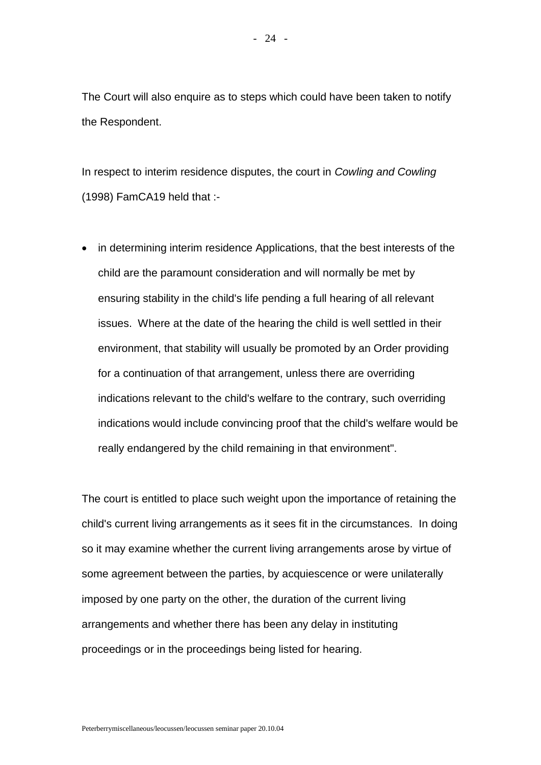The Court will also enquire as to steps which could have been taken to notify the Respondent.

In respect to interim residence disputes, the court in *Cowling and Cowling* (1998) FamCA19 held that :-

- in determining interim residence Applications, that the best interests of the child are the paramount consideration and will normally be met by ensuring stability in the child's life pending a full hearing of all relevant issues. Where at the date of the hearing the child is well settled in their environment, that stability will usually be promoted by an Order providing for a continuation of that arrangement, unless there are overriding indications relevant to the child's welfare to the contrary, such overriding indications would include convincing proof that the child's welfare would be really endangered by the child remaining in that environment".

The court is entitled to place such weight upon the importance of retaining the child's current living arrangements as it sees fit in the circumstances. In doing so it may examine whether the current living arrangements arose by virtue of some agreement between the parties, by acquiescence or were unilaterally imposed by one party on the other, the duration of the current living arrangements and whether there has been any delay in instituting proceedings or in the proceedings being listed for hearing.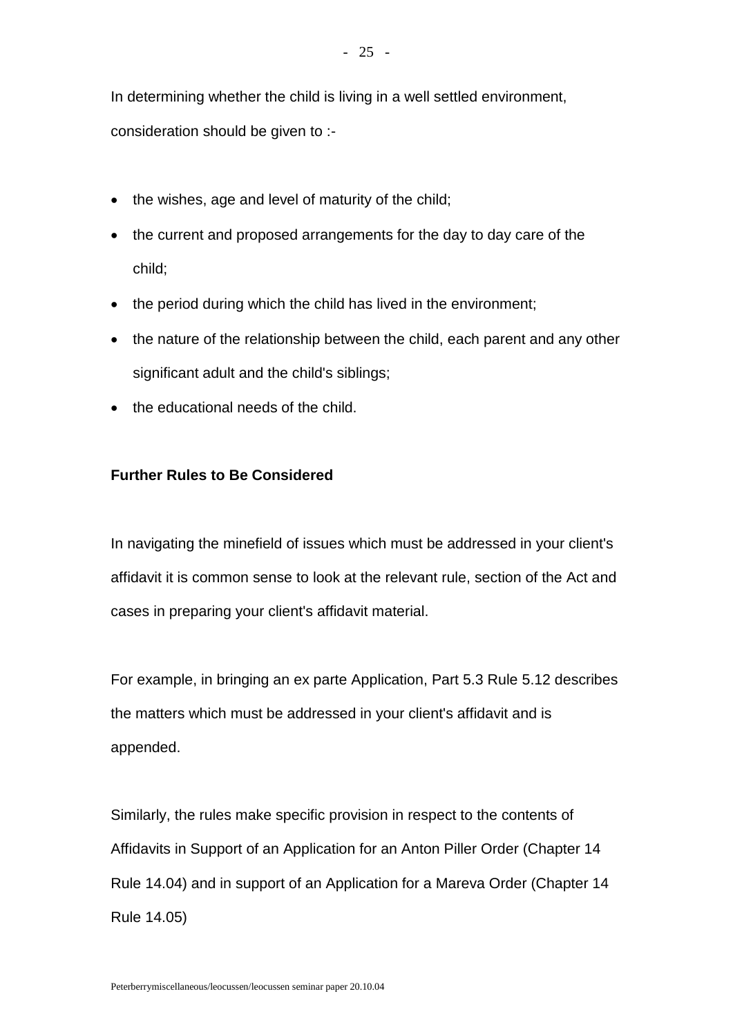In determining whether the child is living in a well settled environment, consideration should be given to :-

- the wishes, age and level of maturity of the child;
- the current and proposed arrangements for the day to day care of the child;
- the period during which the child has lived in the environment;
- the nature of the relationship between the child, each parent and any other significant adult and the child's siblings;
- the educational needs of the child.

**Further Rules to Be Considered**

In navigating the minefield of issues which must be addressed in your client's affidavit it is common sense to look at the relevant rule, section of the Act and cases in preparing your client's affidavit material.

For example, in bringing an ex parte Application, Part 5.3 Rule 5.12 describes the matters which must be addressed in your client's affidavit and is appended.

Similarly, the rules make specific provision in respect to the contents of Affidavits in Support of an Application for an Anton Piller Order (Chapter 14 Rule 14.04) and in support of an Application for a Mareva Order (Chapter 14 Rule 14.05)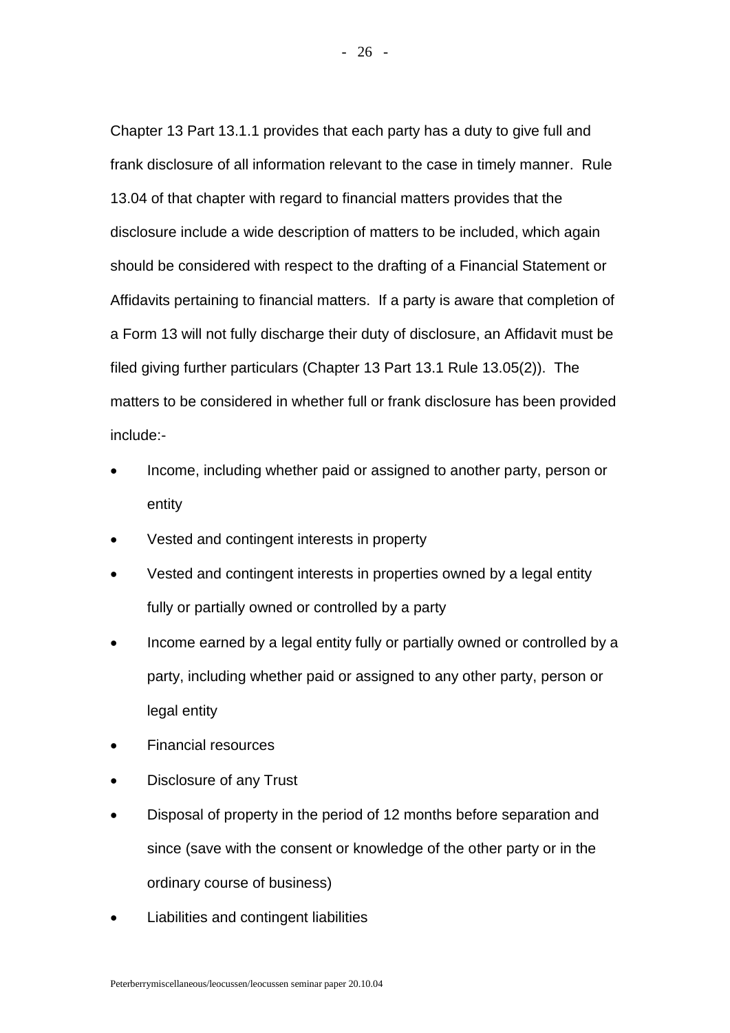Chapter 13 Part 13.1.1 provides that each party has a duty to give full and frank disclosure of all information relevant to the case in timely manner. Rule 13.04 of that chapter with regard to financial matters provides that the disclosure include a wide description of matters to be included, which again should be considered with respect to the drafting of a Financial Statement or Affidavits pertaining to financial matters. If a party is aware that completion of a Form 13 will not fully discharge their duty of disclosure, an Affidavit must be filed giving further particulars (Chapter 13 Part 13.1 Rule 13.05(2)). The matters to be considered in whether full or frank disclosure has been provided include:-

- Income, including whether paid or assigned to another party, person or entity
- Vested and contingent interests in property
- Vested and contingent interests in properties owned by a legal entity fully or partially owned or controlled by a party
- Income earned by a legal entity fully or partially owned or controlled by a party, including whether paid or assigned to any other party, person or legal entity
- Financial resources
- Disclosure of any Trust
- Disposal of property in the period of 12 months before separation and since (save with the consent or knowledge of the other party or in the ordinary course of business)
- Liabilities and contingent liabilities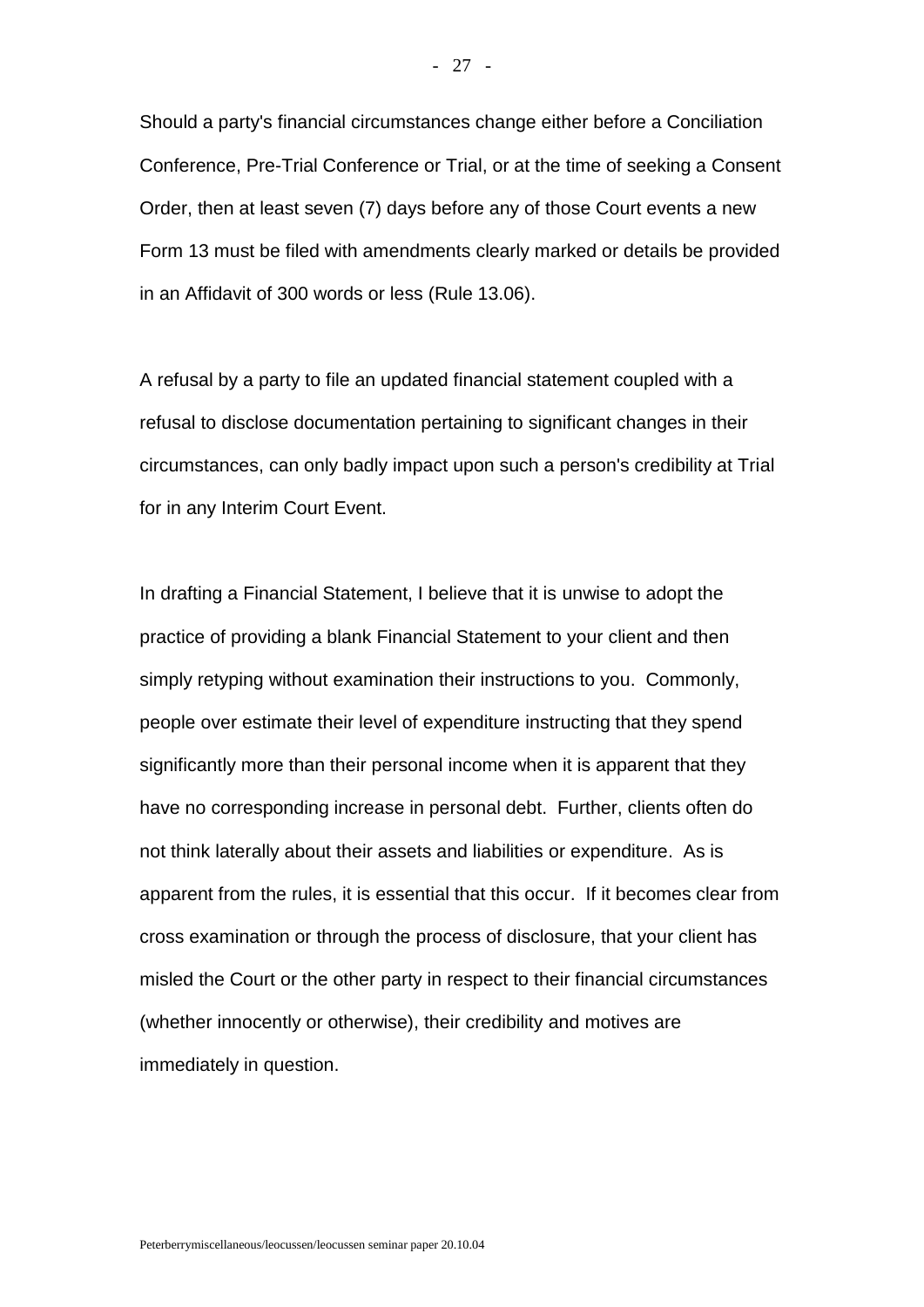Should a party's financial circumstances change either before a Conciliation Conference, Pre-Trial Conference or Trial, or at the time of seeking a Consent Order, then at least seven (7) days before any of those Court events a new Form 13 must be filed with amendments clearly marked or details be provided in an Affidavit of 300 words or less (Rule 13.06).

A refusal by a party to file an updated financial statement coupled with a refusal to disclose documentation pertaining to significant changes in their circumstances, can only badly impact upon such a person's credibility at Trial for in any Interim Court Event.

In drafting a Financial Statement, I believe that it is unwise to adopt the practice of providing a blank Financial Statement to your client and then simply retyping without examination their instructions to you. Commonly, people over estimate their level of expenditure instructing that they spend significantly more than their personal income when it is apparent that they have no corresponding increase in personal debt. Further, clients often do not think laterally about their assets and liabilities or expenditure. As is apparent from the rules, it is essential that this occur. If it becomes clear from cross examination or through the process of disclosure, that your client has misled the Court or the other party in respect to their financial circumstances (whether innocently or otherwise), their credibility and motives are immediately in question.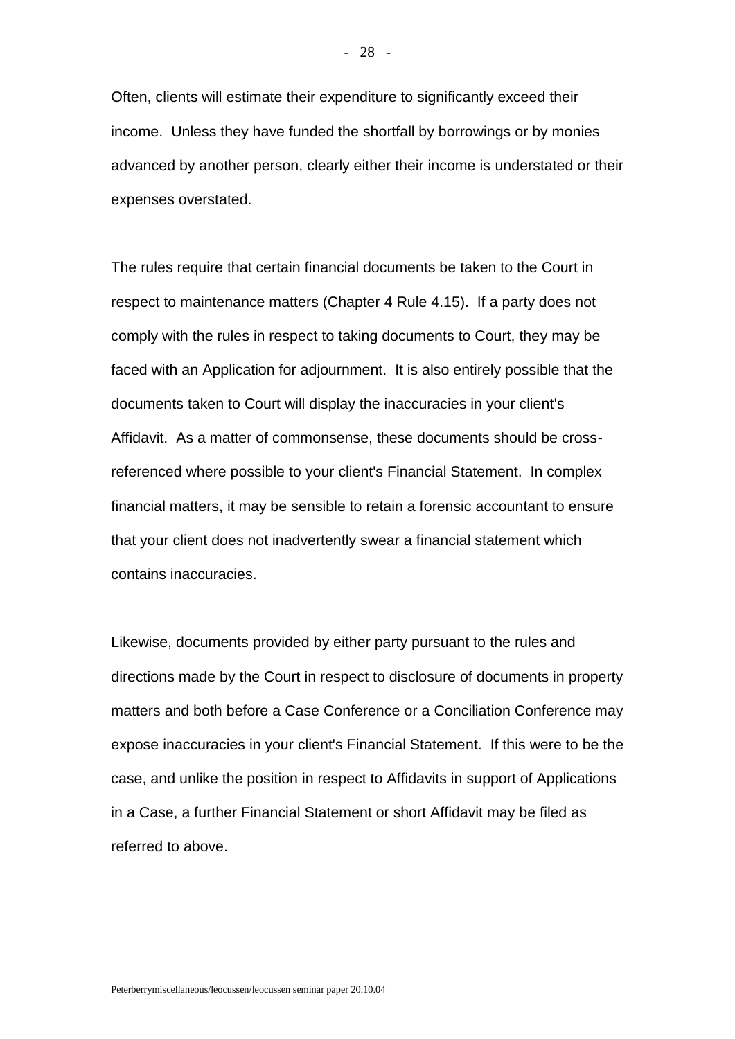Often, clients will estimate their expenditure to significantly exceed their income. Unless they have funded the shortfall by borrowings or by monies advanced by another person, clearly either their income is understated or their expenses overstated.

The rules require that certain financial documents be taken to the Court in respect to maintenance matters (Chapter 4 Rule 4.15). If a party does not comply with the rules in respect to taking documents to Court, they may be faced with an Application for adjournment. It is also entirely possible that the documents taken to Court will display the inaccuracies in your client's Affidavit. As a matter of commonsense, these documents should be cross-referenced where possible to your client's Financial Statement. In complex financial matters, it may be sensible to retain a forensic accountant to ensure that your client does not inadvertently swear a financial statement which contains inaccuracies.

Likewise, documents provided by either party pursuant to the rules and directions made by the Court in respect to disclosure of documents in property matters and both before a Case Conference or a Conciliation Conference may expose inaccuracies in your client's Financial Statement. If this were to be the case, and unlike the position in respect to Affidavits in support of Applications in a Case, a further Financial Statement or short Affidavit may be filed as referred to above.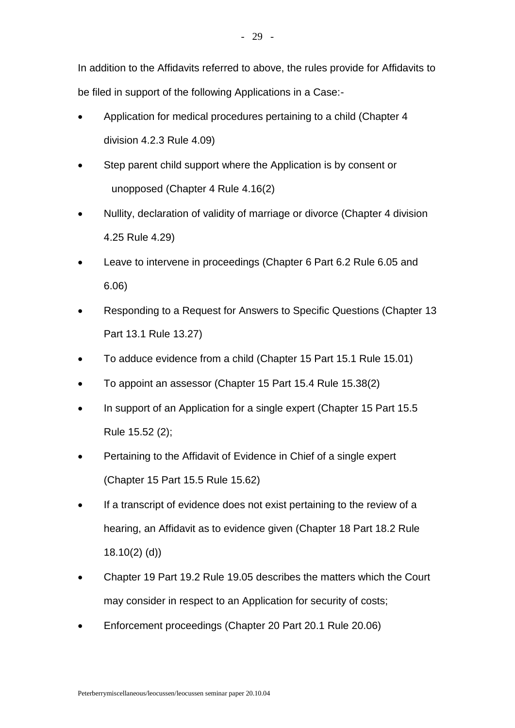In addition to the Affidavits referred to above, the rules provide for Affidavits to be filed in support of the following Applications in a Case:-

- Application for medical procedures pertaining to a child (Chapter 4 division 4.2.3 Rule 4.09)
- Step parent child support where the Application is by consent or unopposed (Chapter 4 Rule 4.16(2)
- Nullity, declaration of validity of marriage or divorce (Chapter 4 division 4.25 Rule 4.29)
- Leave to intervene in proceedings (Chapter 6 Part 6.2 Rule 6.05 and 6.06)
- Responding to a Request for Answers to Specific Questions (Chapter 13 Part 13.1 Rule 13.27)
- To adduce evidence from a child (Chapter 15 Part 15.1 Rule 15.01)
- To appoint an assessor (Chapter 15 Part 15.4 Rule 15.38(2)
- In support of an Application for a single expert (Chapter 15 Part 15.5 Rule 15.52 (2);
- Pertaining to the Affidavit of Evidence in Chief of a single expert (Chapter 15 Part 15.5 Rule 15.62)
- If a transcript of evidence does not exist pertaining to the review of a hearing, an Affidavit as to evidence given (Chapter 18 Part 18.2 Rule 18.10(2) (d))
- Chapter 19 Part 19.2 Rule 19.05 describes the matters which the Court may consider in respect to an Application for security of costs;
- Enforcement proceedings (Chapter 20 Part 20.1 Rule 20.06)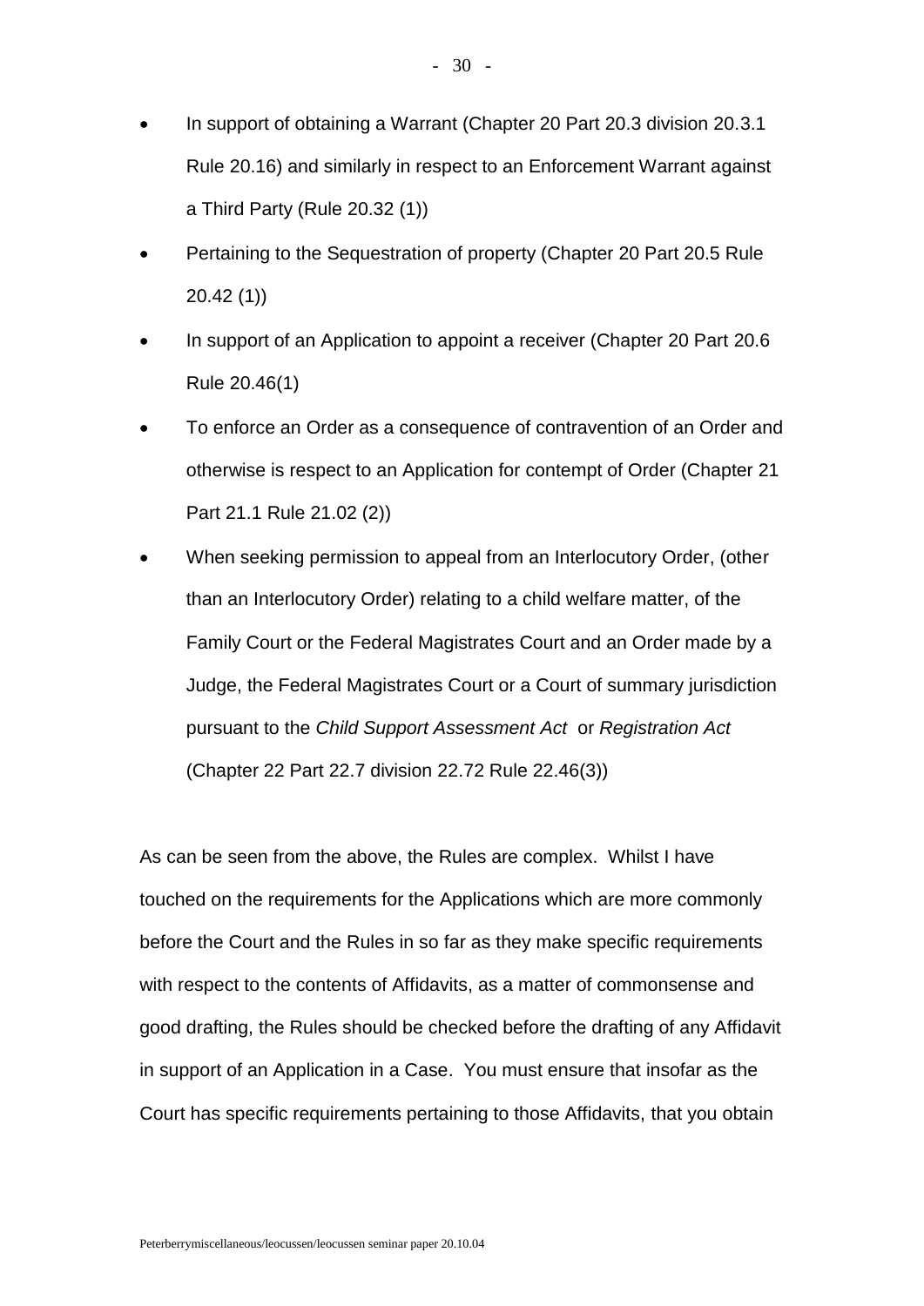- In support of obtaining a Warrant (Chapter 20 Part 20.3 division 20.3.1 Rule 20.16) and similarly in respect to an Enforcement Warrant against a Third Party (Rule 20.32 (1))
- Pertaining to the Sequestration of property (Chapter 20 Part 20.5 Rule 20.42 (1))
- In support of an Application to appoint a receiver (Chapter 20 Part 20.6 Rule 20.46(1)
- To enforce an Order as a consequence of contravention of an Order and otherwise is respect to an Application for contempt of Order (Chapter 21 Part 21.1 Rule 21.02 (2))
- When seeking permission to appeal from an Interlocutory Order, (other than an Interlocutory Order) relating to a child welfare matter, of the Family Court or the Federal Magistrates Court and an Order made by a Judge, the Federal Magistrates Court or a Court of summary jurisdiction pursuant to the *Child Support Assessment Act* or *Registration Act* (Chapter 22 Part 22.7 division 22.72 Rule 22.46(3))

As can be seen from the above, the Rules are complex. Whilst I have touched on the requirements for the Applications which are more commonly before the Court and the Rules in so far as they make specific requirements with respect to the contents of Affidavits, as a matter of commonsense and good drafting, the Rules should be checked before the drafting of any Affidavit in support of an Application in a Case. You must ensure that insofar as the Court has specific requirements pertaining to those Affidavits, that you obtain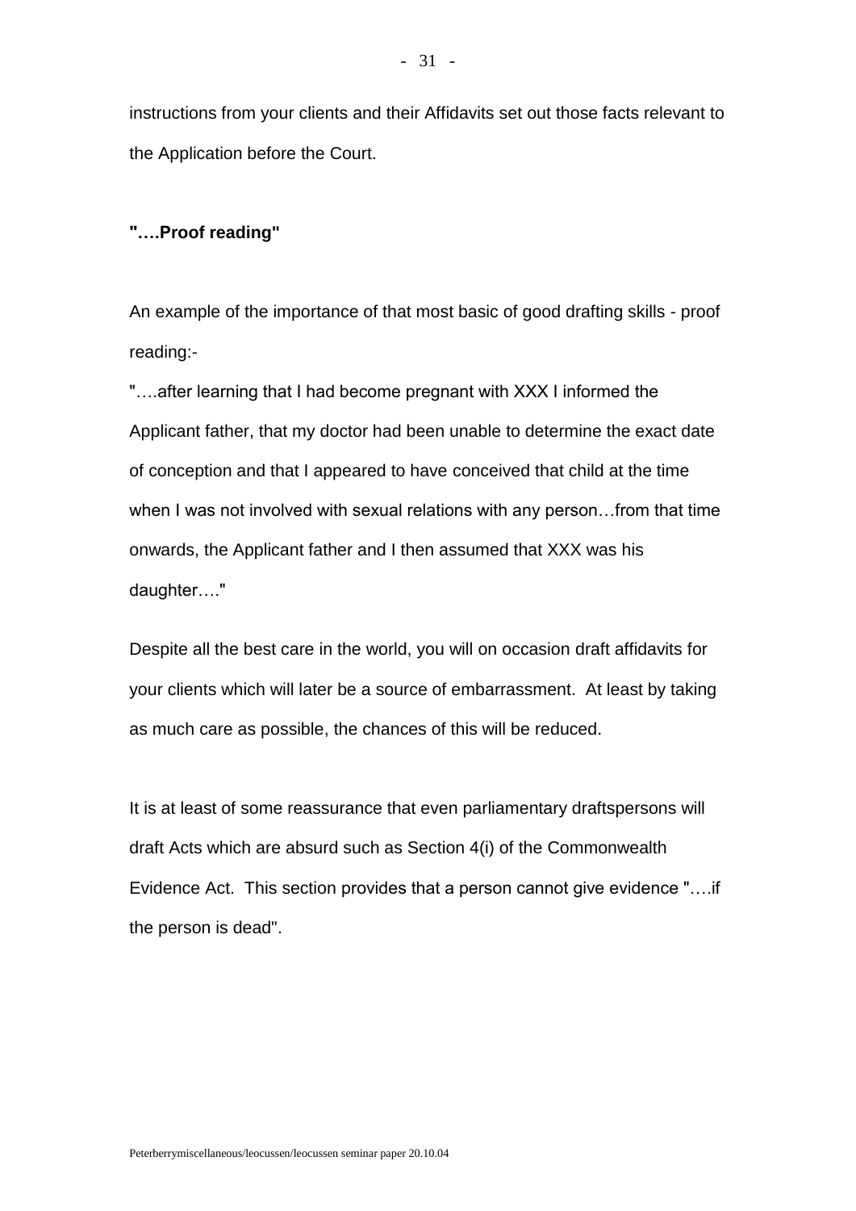instructions from your clients and their Affidavits set out those facts relevant to the Application before the Court.

**"….Proof reading"**

An example of the importance of that most basic of good drafting skills - proof reading:-

"….after learning that I had become pregnant with XXX I informed the Applicant father, that my doctor had been unable to determine the exact date of conception and that I appeared to have conceived that child at the time when I was not involved with sexual relations with any person…from that time onwards, the Applicant father and I then assumed that XXX was his daughter…."

Despite all the best care in the world, you will on occasion draft affidavits for your clients which will later be a source of embarrassment. At least by taking as much care as possible, the chances of this will be reduced.

It is at least of some reassurance that even parliamentary draftspersons will draft Acts which are absurd such as Section 4(i) of the Commonwealth Evidence Act. This section provides that a person cannot give evidence "….if the person is dead".